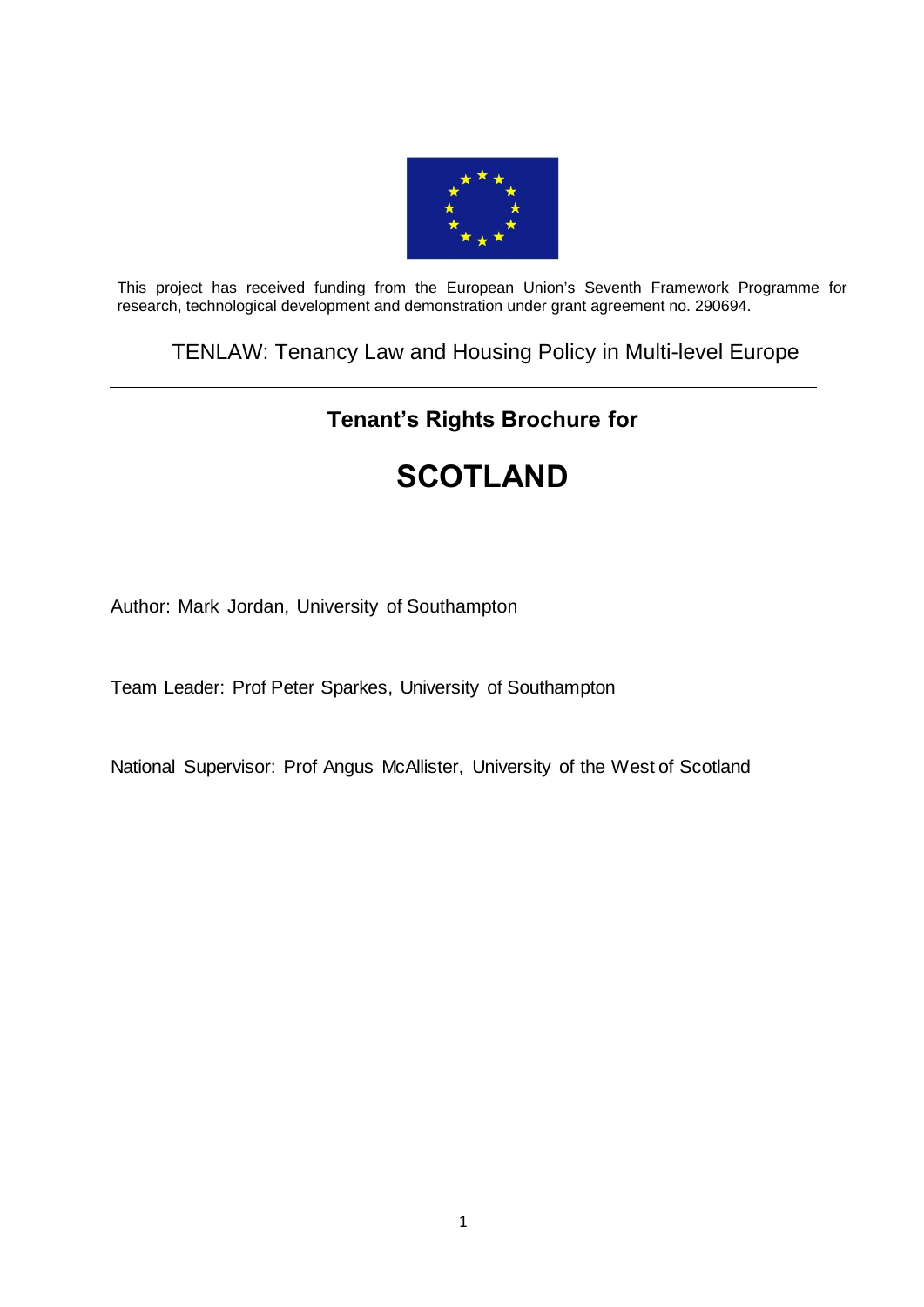This project has received funding from the European Union's Seventh Framework Programme for research, technological development and demonstration under grant agreement no. 290694.

TENLAW: Tenancy Law and Housing Policy in Multi-level Europe

---

**Tenant's Rights Brochure for**

# SCOTLAND

Author: Mark Jordan, University of Southampton

Team Leader: Prof Peter Sparkes, University of Southampton

National Supervisor: Prof Angus McAllister, University of the West of Scotland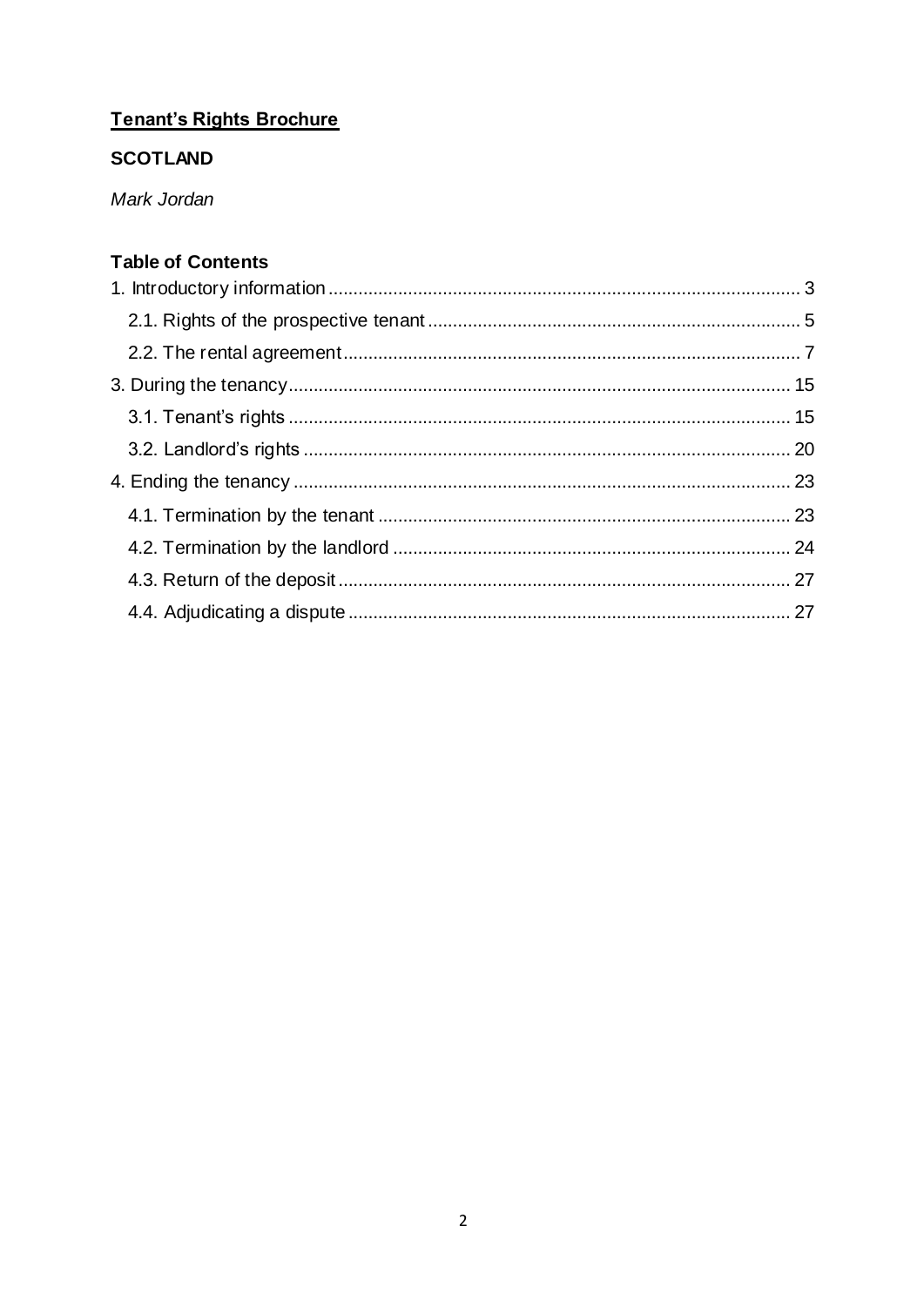**<u>Tenant's Rights Brochure</u>**

**SCOTLAND**

*Mark Jordan*

## Table of Contents

1. Introductory information .............................................................................................. 3
   - 2.1. Rights of the prospective tenant .......................................................................... 5
   - 2.2. The rental agreement .......................................................................................... 7
3. During the tenancy .................................................................................................... 15
   - 3.1. Tenant's rights .................................................................................................... 15
   - 3.2. Landlord's rights ................................................................................................. 20
4. Ending the tenancy ................................................................................................... 23
   - 4.1. Termination by the tenant .................................................................................. 23
   - 4.2. Termination by the landlord ............................................................................... 24
   - 4.3. Return of the deposit .......................................................................................... 27
   - 4.4. Adjudicating a dispute ........................................................................................ 27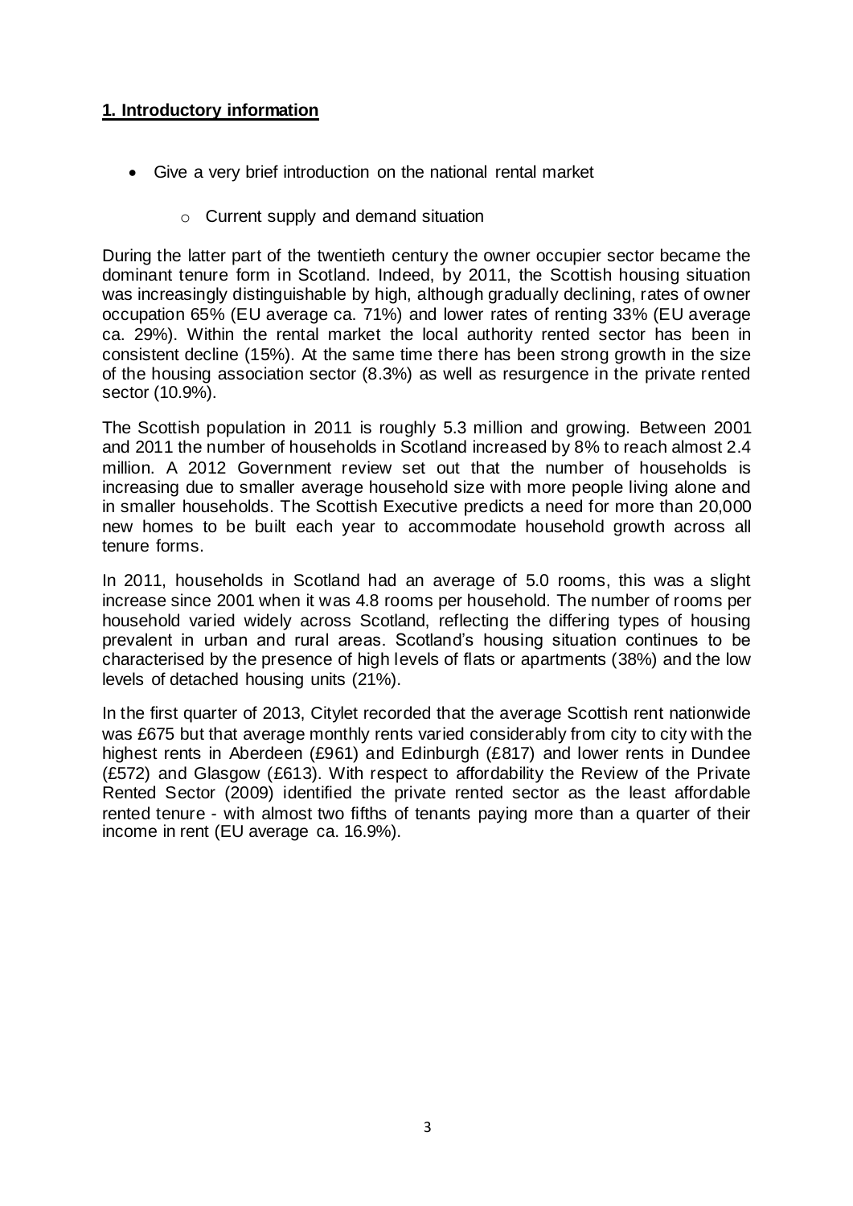## 1. Introductory information

- Give a very brief introduction on the national rental market
  - Current supply and demand situation

During the latter part of the twentieth century the owner occupier sector became the dominant tenure form in Scotland. Indeed, by 2011, the Scottish housing situation was increasingly distinguishable by high, although gradually declining, rates of owner occupation 65% (EU average ca. 71%) and lower rates of renting 33% (EU average ca. 29%). Within the rental market the local authority rented sector has been in consistent decline (15%). At the same time there has been strong growth in the size of the housing association sector (8.3%) as well as resurgence in the private rented sector (10.9%).

The Scottish population in 2011 is roughly 5.3 million and growing. Between 2001 and 2011 the number of households in Scotland increased by 8% to reach almost 2.4 million. A 2012 Government review set out that the number of households is increasing due to smaller average household size with more people living alone and in smaller households. The Scottish Executive predicts a need for more than 20,000 new homes to be built each year to accommodate household growth across all tenure forms.

In 2011, households in Scotland had an average of 5.0 rooms, this was a slight increase since 2001 when it was 4.8 rooms per household. The number of rooms per household varied widely across Scotland, reflecting the differing types of housing prevalent in urban and rural areas. Scotland's housing situation continues to be characterised by the presence of high levels of flats or apartments (38%) and the low levels of detached housing units (21%).

In the first quarter of 2013, Citylet recorded that the average Scottish rent nationwide was £675 but that average monthly rents varied considerably from city to city with the highest rents in Aberdeen (£961) and Edinburgh (£817) and lower rents in Dundee (£572) and Glasgow (£613). With respect to affordability the Review of the Private Rented Sector (2009) identified the private rented sector as the least affordable rented tenure - with almost two fifths of tenants paying more than a quarter of their income in rent (EU average ca. 16.9%).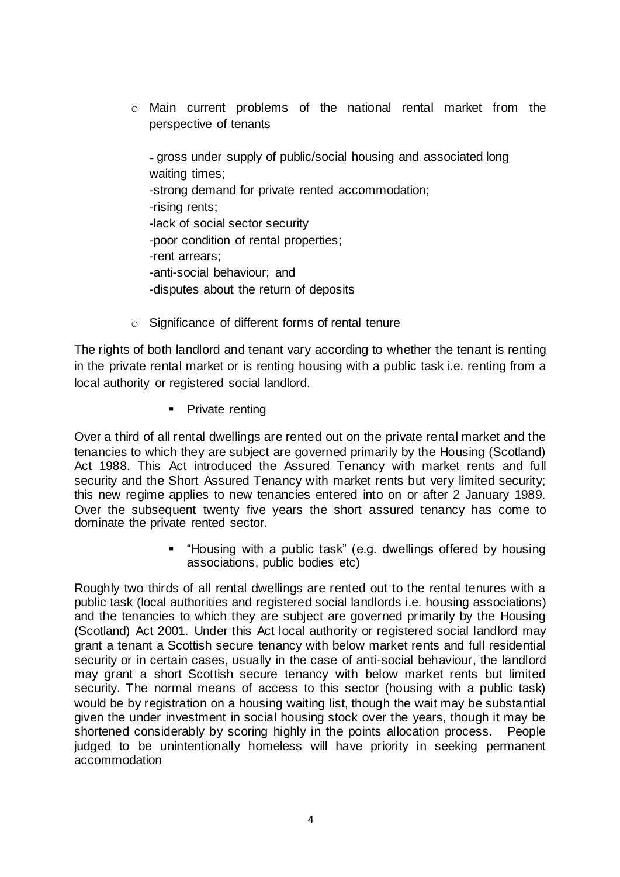- Main current problems of the national rental market from the perspective of tenants

  - gross under supply of public/social housing and associated long waiting times;
  - strong demand for private rented accommodation;
  - rising rents;
  - lack of social sector security
  - poor condition of rental properties;
  - rent arrears;
  - anti-social behaviour; and
  - disputes about the return of deposits

- Significance of different forms of rental tenure

The rights of both landlord and tenant vary according to whether the tenant is renting in the private rental market or is renting housing with a public task i.e. renting from a local authority or registered social landlord.

- Private renting

Over a third of all rental dwellings are rented out on the private rental market and the tenancies to which they are subject are governed primarily by the Housing (Scotland) Act 1988. This Act introduced the Assured Tenancy with market rents and full security and the Short Assured Tenancy with market rents but very limited security; this new regime applies to new tenancies entered into on or after 2 January 1989. Over the subsequent twenty five years the short assured tenancy has come to dominate the private rented sector.

- "Housing with a public task" (e.g. dwellings offered by housing associations, public bodies etc)

Roughly two thirds of all rental dwellings are rented out to the rental tenures with a public task (local authorities and registered social landlords i.e. housing associations) and the tenancies to which they are subject are governed primarily by the Housing (Scotland) Act 2001. Under this Act local authority or registered social landlord may grant a tenant a Scottish secure tenancy with below market rents and full residential security or in certain cases, usually in the case of anti-social behaviour, the landlord may grant a short Scottish secure tenancy with below market rents but limited security. The normal means of access to this sector (housing with a public task) would be by registration on a housing waiting list, though the wait may be substantial given the under investment in social housing stock over the years, though it may be shortened considerably by scoring highly in the points allocation process. People judged to be unintentionally homeless will have priority in seeking permanent accommodation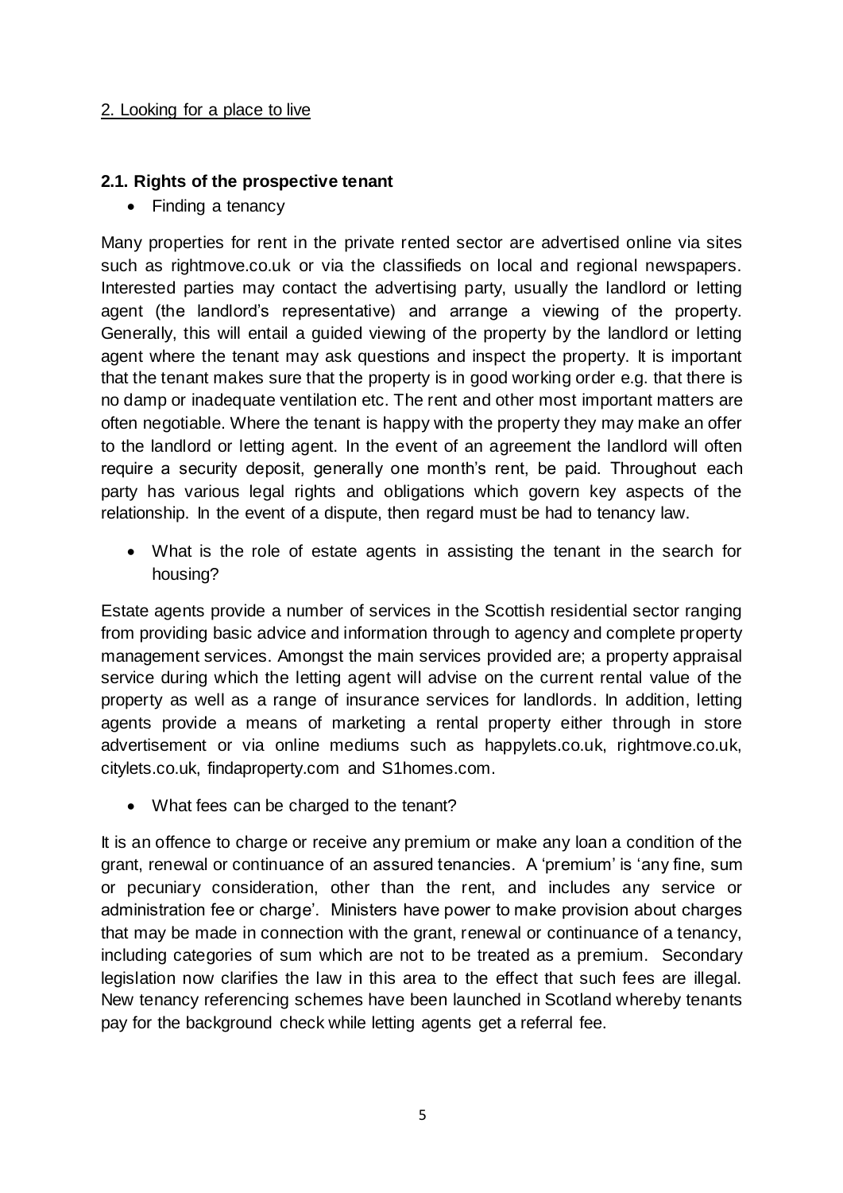2. Looking for a place to live

### 2.1. Rights of the prospective tenant

- Finding a tenancy

Many properties for rent in the private rented sector are advertised online via sites such as rightmove.co.uk or via the classifieds on local and regional newspapers. Interested parties may contact the advertising party, usually the landlord or letting agent (the landlord's representative) and arrange a viewing of the property. Generally, this will entail a guided viewing of the property by the landlord or letting agent where the tenant may ask questions and inspect the property. It is important that the tenant makes sure that the property is in good working order e.g. that there is no damp or inadequate ventilation etc. The rent and other most important matters are often negotiable. Where the tenant is happy with the property they may make an offer to the landlord or letting agent. In the event of an agreement the landlord will often require a security deposit, generally one month's rent, be paid. Throughout each party has various legal rights and obligations which govern key aspects of the relationship. In the event of a dispute, then regard must be had to tenancy law.

- What is the role of estate agents in assisting the tenant in the search for housing?

Estate agents provide a number of services in the Scottish residential sector ranging from providing basic advice and information through to agency and complete property management services. Amongst the main services provided are; a property appraisal service during which the letting agent will advise on the current rental value of the property as well as a range of insurance services for landlords. In addition, letting agents provide a means of marketing a rental property either through in store advertisement or via online mediums such as happylets.co.uk, rightmove.co.uk, citylets.co.uk, findaproperty.com and S1homes.com.

- What fees can be charged to the tenant?

It is an offence to charge or receive any premium or make any loan a condition of the grant, renewal or continuance of an assured tenancies. A 'premium' is 'any fine, sum or pecuniary consideration, other than the rent, and includes any service or administration fee or charge'. Ministers have power to make provision about charges that may be made in connection with the grant, renewal or continuance of a tenancy, including categories of sum which are not to be treated as a premium. Secondary legislation now clarifies the law in this area to the effect that such fees are illegal. New tenancy referencing schemes have been launched in Scotland whereby tenants pay for the background check while letting agents get a referral fee.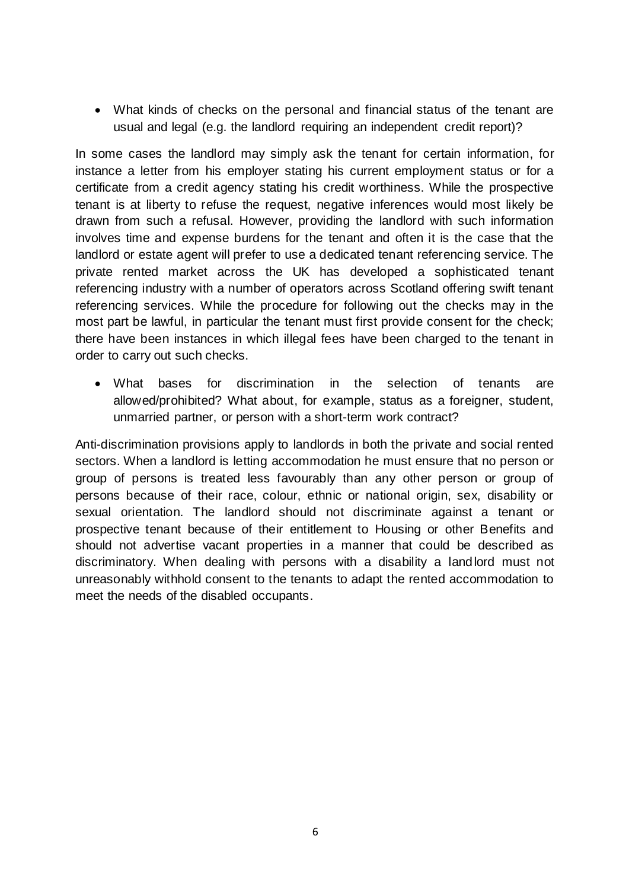- What kinds of checks on the personal and financial status of the tenant are usual and legal (e.g. the landlord requiring an independent credit report)?

In some cases the landlord may simply ask the tenant for certain information, for instance a letter from his employer stating his current employment status or for a certificate from a credit agency stating his credit worthiness. While the prospective tenant is at liberty to refuse the request, negative inferences would most likely be drawn from such a refusal. However, providing the landlord with such information involves time and expense burdens for the tenant and often it is the case that the landlord or estate agent will prefer to use a dedicated tenant referencing service. The private rented market across the UK has developed a sophisticated tenant referencing industry with a number of operators across Scotland offering swift tenant referencing services. While the procedure for following out the checks may in the most part be lawful, in particular the tenant must first provide consent for the check; there have been instances in which illegal fees have been charged to the tenant in order to carry out such checks.

- What bases for discrimination in the selection of tenants are allowed/prohibited? What about, for example, status as a foreigner, student, unmarried partner, or person with a short-term work contract?

Anti-discrimination provisions apply to landlords in both the private and social rented sectors. When a landlord is letting accommodation he must ensure that no person or group of persons is treated less favourably than any other person or group of persons because of their race, colour, ethnic or national origin, sex, disability or sexual orientation. The landlord should not discriminate against a tenant or prospective tenant because of their entitlement to Housing or other Benefits and should not advertise vacant properties in a manner that could be described as discriminatory. When dealing with persons with a disability a landlord must not unreasonably withhold consent to the tenants to adapt the rented accommodation to meet the needs of the disabled occupants.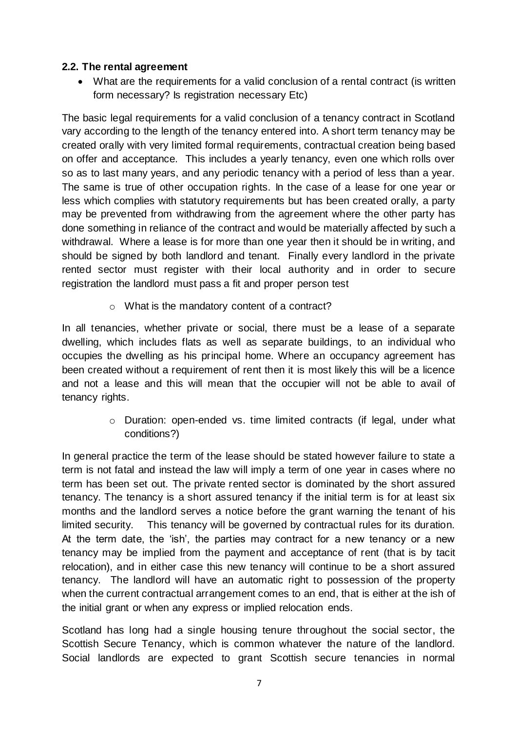### 2.2. The rental agreement

- What are the requirements for a valid conclusion of a rental contract (is written form necessary? Is registration necessary Etc)

The basic legal requirements for a valid conclusion of a tenancy contract in Scotland vary according to the length of the tenancy entered into. A short term tenancy may be created orally with very limited formal requirements, contractual creation being based on offer and acceptance. This includes a yearly tenancy, even one which rolls over so as to last many years, and any periodic tenancy with a period of less than a year. The same is true of other occupation rights. In the case of a lease for one year or less which complies with statutory requirements but has been created orally, a party may be prevented from withdrawing from the agreement where the other party has done something in reliance of the contract and would be materially affected by such a withdrawal. Where a lease is for more than one year then it should be in writing, and should be signed by both landlord and tenant. Finally every landlord in the private rented sector must register with their local authority and in order to secure registration the landlord must pass a fit and proper person test

  - What is the mandatory content of a contract?

In all tenancies, whether private or social, there must be a lease of a separate dwelling, which includes flats as well as separate buildings, to an individual who occupies the dwelling as his principal home. Where an occupancy agreement has been created without a requirement of rent then it is most likely this will be a licence and not a lease and this will mean that the occupier will not be able to avail of tenancy rights.

  - Duration: open-ended vs. time limited contracts (if legal, under what conditions?)

In general practice the term of the lease should be stated however failure to state a term is not fatal and instead the law will imply a term of one year in cases where no term has been set out. The private rented sector is dominated by the short assured tenancy. The tenancy is a short assured tenancy if the initial term is for at least six months and the landlord serves a notice before the grant warning the tenant of his limited security. This tenancy will be governed by contractual rules for its duration. At the term date, the 'ish', the parties may contract for a new tenancy or a new tenancy may be implied from the payment and acceptance of rent (that is by tacit relocation), and in either case this new tenancy will continue to be a short assured tenancy. The landlord will have an automatic right to possession of the property when the current contractual arrangement comes to an end, that is either at the ish of the initial grant or when any express or implied relocation ends.

Scotland has long had a single housing tenure throughout the social sector, the Scottish Secure Tenancy, which is common whatever the nature of the landlord. Social landlords are expected to grant Scottish secure tenancies in normal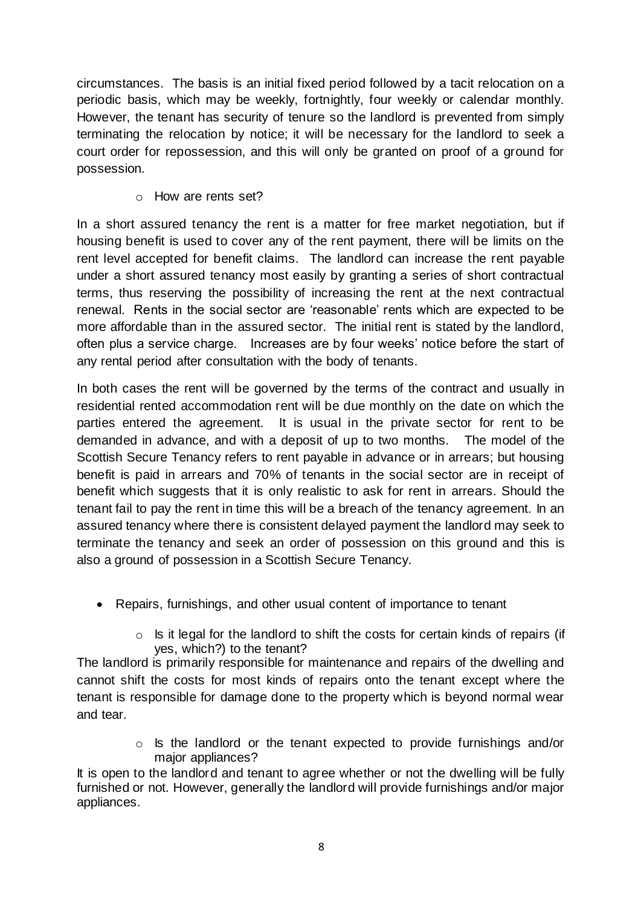circumstances. The basis is an initial fixed period followed by a tacit relocation on a periodic basis, which may be weekly, fortnightly, four weekly or calendar monthly. However, the tenant has security of tenure so the landlord is prevented from simply terminating the relocation by notice; it will be necessary for the landlord to seek a court order for repossession, and this will only be granted on proof of a ground for possession.

- How are rents set?

In a short assured tenancy the rent is a matter for free market negotiation, but if housing benefit is used to cover any of the rent payment, there will be limits on the rent level accepted for benefit claims. The landlord can increase the rent payable under a short assured tenancy most easily by granting a series of short contractual terms, thus reserving the possibility of increasing the rent at the next contractual renewal. Rents in the social sector are 'reasonable' rents which are expected to be more affordable than in the assured sector. The initial rent is stated by the landlord, often plus a service charge. Increases are by four weeks' notice before the start of any rental period after consultation with the body of tenants.

In both cases the rent will be governed by the terms of the contract and usually in residential rented accommodation rent will be due monthly on the date on which the parties entered the agreement. It is usual in the private sector for rent to be demanded in advance, and with a deposit of up to two months. The model of the Scottish Secure Tenancy refers to rent payable in advance or in arrears; but housing benefit is paid in arrears and 70% of tenants in the social sector are in receipt of benefit which suggests that it is only realistic to ask for rent in arrears. Should the tenant fail to pay the rent in time this will be a breach of the tenancy agreement. In an assured tenancy where there is consistent delayed payment the landlord may seek to terminate the tenancy and seek an order of possession on this ground and this is also a ground of possession in a Scottish Secure Tenancy.

- Repairs, furnishings, and other usual content of importance to tenant
  - Is it legal for the landlord to shift the costs for certain kinds of repairs (if yes, which?) to the tenant?

The landlord is primarily responsible for maintenance and repairs of the dwelling and cannot shift the costs for most kinds of repairs onto the tenant except where the tenant is responsible for damage done to the property which is beyond normal wear and tear.

  - Is the landlord or the tenant expected to provide furnishings and/or major appliances?

It is open to the landlord and tenant to agree whether or not the dwelling will be fully furnished or not. However, generally the landlord will provide furnishings and/or major appliances.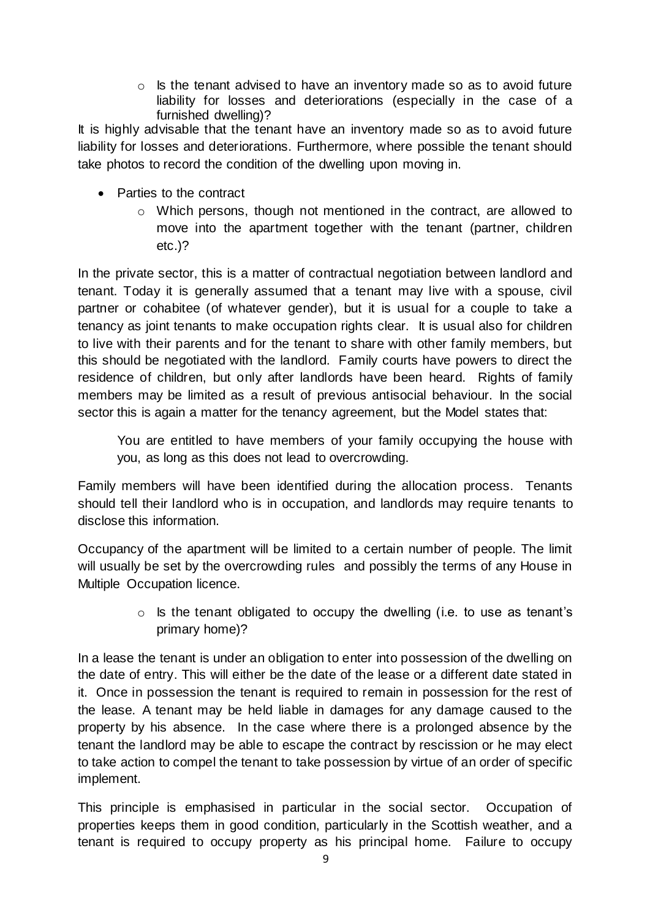- Is the tenant advised to have an inventory made so as to avoid future liability for losses and deteriorations (especially in the case of a furnished dwelling)?

It is highly advisable that the tenant have an inventory made so as to avoid future liability for losses and deteriorations. Furthermore, where possible the tenant should take photos to record the condition of the dwelling upon moving in.

- Parties to the contract
  - Which persons, though not mentioned in the contract, are allowed to move into the apartment together with the tenant (partner, children etc.)?

In the private sector, this is a matter of contractual negotiation between landlord and tenant. Today it is generally assumed that a tenant may live with a spouse, civil partner or cohabitee (of whatever gender), but it is usual for a couple to take a tenancy as joint tenants to make occupation rights clear. It is usual also for children to live with their parents and for the tenant to share with other family members, but this should be negotiated with the landlord. Family courts have powers to direct the residence of children, but only after landlords have been heard. Rights of family members may be limited as a result of previous antisocial behaviour. In the social sector this is again a matter for the tenancy agreement, but the Model states that:

> You are entitled to have members of your family occupying the house with you, as long as this does not lead to overcrowding.

Family members will have been identified during the allocation process. Tenants should tell their landlord who is in occupation, and landlords may require tenants to disclose this information.

Occupancy of the apartment will be limited to a certain number of people. The limit will usually be set by the overcrowding rules and possibly the terms of any House in Multiple Occupation licence.

  - Is the tenant obligated to occupy the dwelling (i.e. to use as tenant's primary home)?

In a lease the tenant is under an obligation to enter into possession of the dwelling on the date of entry. This will either be the date of the lease or a different date stated in it. Once in possession the tenant is required to remain in possession for the rest of the lease. A tenant may be held liable in damages for any damage caused to the property by his absence. In the case where there is a prolonged absence by the tenant the landlord may be able to escape the contract by rescission or he may elect to take action to compel the tenant to take possession by virtue of an order of specific implement.

This principle is emphasised in particular in the social sector. Occupation of properties keeps them in good condition, particularly in the Scottish weather, and a tenant is required to occupy property as his principal home. Failure to occupy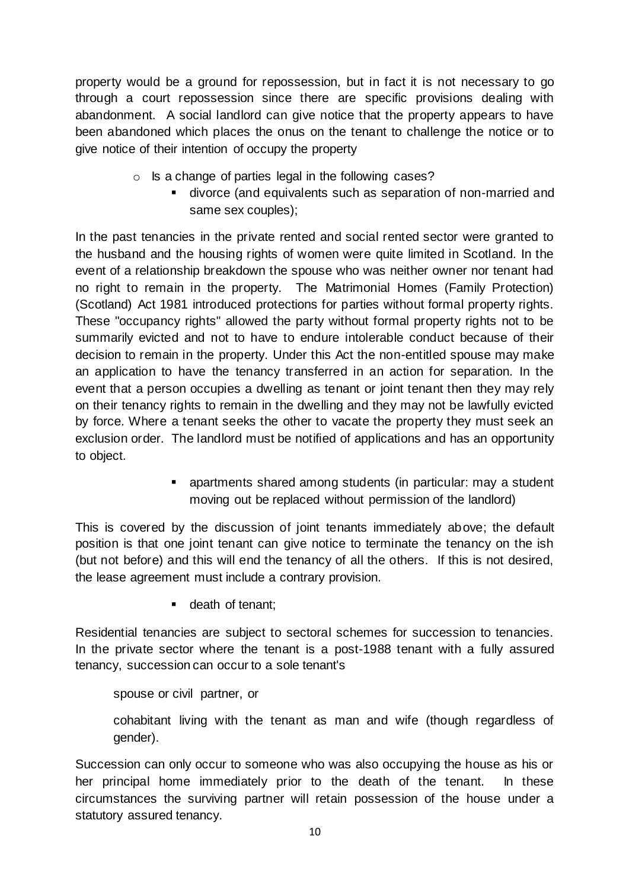property would be a ground for repossession, but in fact it is not necessary to go through a court repossession since there are specific provisions dealing with abandonment. A social landlord can give notice that the property appears to have been abandoned which places the onus on the tenant to challenge the notice or to give notice of their intention of occupy the property

- Is a change of parties legal in the following cases?
  - divorce (and equivalents such as separation of non-married and same sex couples);

In the past tenancies in the private rented and social rented sector were granted to the husband and the housing rights of women were quite limited in Scotland. In the event of a relationship breakdown the spouse who was neither owner nor tenant had no right to remain in the property. The Matrimonial Homes (Family Protection) (Scotland) Act 1981 introduced protections for parties without formal property rights. These "occupancy rights" allowed the party without formal property rights not to be summarily evicted and not to have to endure intolerable conduct because of their decision to remain in the property. Under this Act the non-entitled spouse may make an application to have the tenancy transferred in an action for separation. In the event that a person occupies a dwelling as tenant or joint tenant then they may rely on their tenancy rights to remain in the dwelling and they may not be lawfully evicted by force. Where a tenant seeks the other to vacate the property they must seek an exclusion order. The landlord must be notified of applications and has an opportunity to object.

  - apartments shared among students (in particular: may a student moving out be replaced without permission of the landlord)

This is covered by the discussion of joint tenants immediately above; the default position is that one joint tenant can give notice to terminate the tenancy on the ish (but not before) and this will end the tenancy of all the others. If this is not desired, the lease agreement must include a contrary provision.

  - death of tenant;

Residential tenancies are subject to sectoral schemes for succession to tenancies. In the private sector where the tenant is a post-1988 tenant with a fully assured tenancy, succession can occur to a sole tenant's

> spouse or civil partner, or
>
> cohabitant living with the tenant as man and wife (though regardless of gender).

Succession can only occur to someone who was also occupying the house as his or her principal home immediately prior to the death of the tenant. In these circumstances the surviving partner will retain possession of the house under a statutory assured tenancy.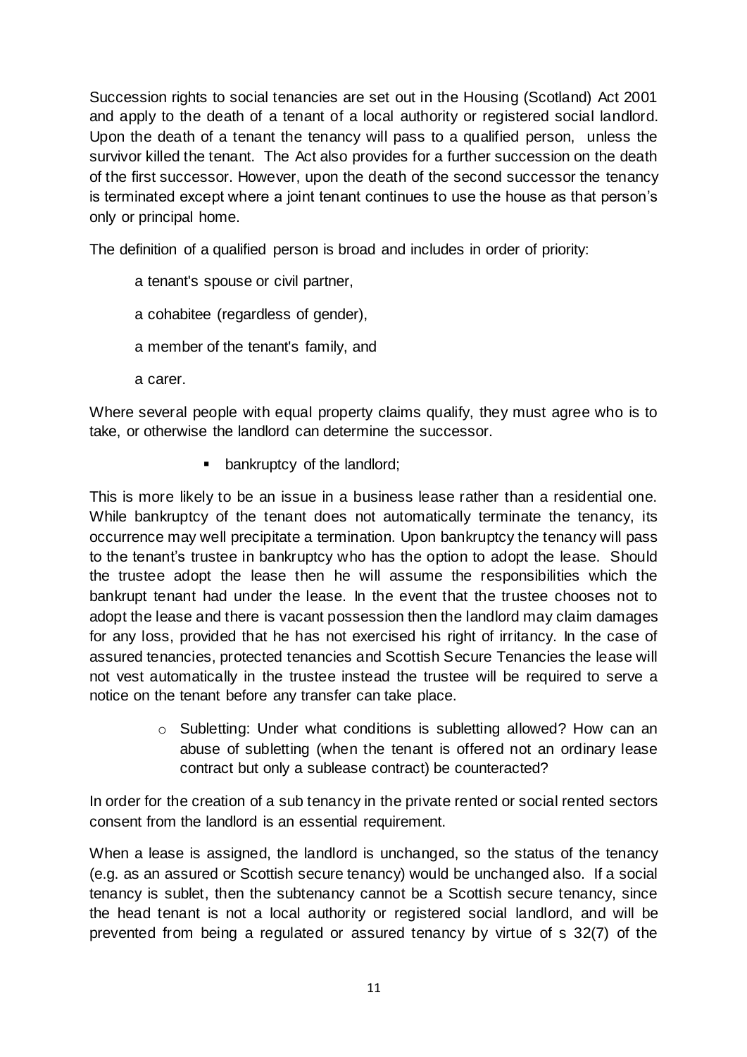Succession rights to social tenancies are set out in the Housing (Scotland) Act 2001 and apply to the death of a tenant of a local authority or registered social landlord. Upon the death of a tenant the tenancy will pass to a qualified person, unless the survivor killed the tenant. The Act also provides for a further succession on the death of the first successor. However, upon the death of the second successor the tenancy is terminated except where a joint tenant continues to use the house as that person's only or principal home.

The definition of a qualified person is broad and includes in order of priority:

a tenant's spouse or civil partner,

a cohabitee (regardless of gender),

a member of the tenant's family, and

a carer.

Where several people with equal property claims qualify, they must agree who is to take, or otherwise the landlord can determine the successor.

- bankruptcy of the landlord;

This is more likely to be an issue in a business lease rather than a residential one. While bankruptcy of the tenant does not automatically terminate the tenancy, its occurrence may well precipitate a termination. Upon bankruptcy the tenancy will pass to the tenant's trustee in bankruptcy who has the option to adopt the lease. Should the trustee adopt the lease then he will assume the responsibilities which the bankrupt tenant had under the lease. In the event that the trustee chooses not to adopt the lease and there is vacant possession then the landlord may claim damages for any loss, provided that he has not exercised his right of irritancy. In the case of assured tenancies, protected tenancies and Scottish Secure Tenancies the lease will not vest automatically in the trustee instead the trustee will be required to serve a notice on the tenant before any transfer can take place.

- Subletting: Under what conditions is subletting allowed? How can an abuse of subletting (when the tenant is offered not an ordinary lease contract but only a sublease contract) be counteracted?

In order for the creation of a sub tenancy in the private rented or social rented sectors consent from the landlord is an essential requirement.

When a lease is assigned, the landlord is unchanged, so the status of the tenancy (e.g. as an assured or Scottish secure tenancy) would be unchanged also. If a social tenancy is sublet, then the subtenancy cannot be a Scottish secure tenancy, since the head tenant is not a local authority or registered social landlord, and will be prevented from being a regulated or assured tenancy by virtue of s 32(7) of the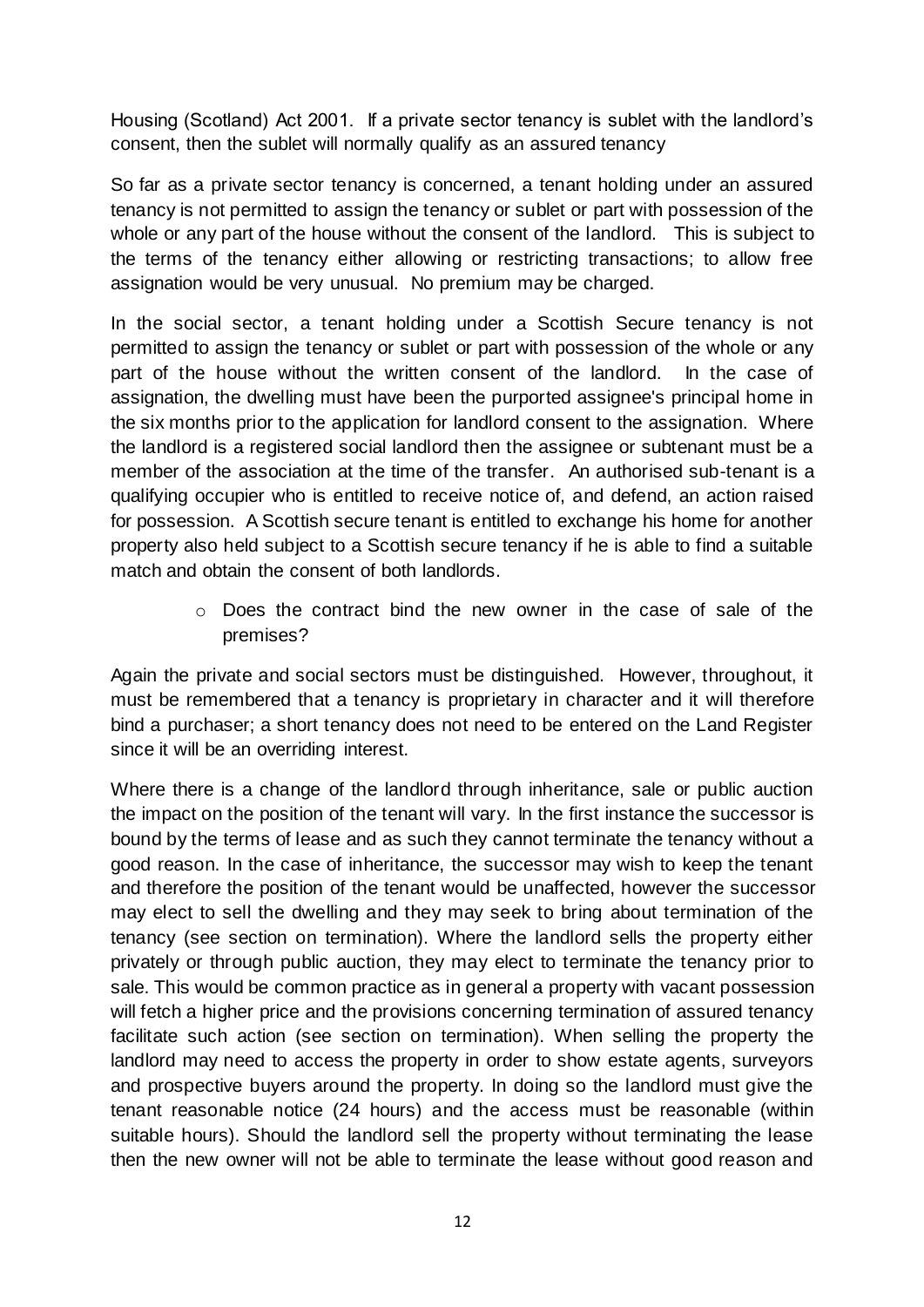Housing (Scotland) Act 2001. If a private sector tenancy is sublet with the landlord's consent, then the sublet will normally qualify as an assured tenancy

So far as a private sector tenancy is concerned, a tenant holding under an assured tenancy is not permitted to assign the tenancy or sublet or part with possession of the whole or any part of the house without the consent of the landlord. This is subject to the terms of the tenancy either allowing or restricting transactions; to allow free assignation would be very unusual. No premium may be charged.

In the social sector, a tenant holding under a Scottish Secure tenancy is not permitted to assign the tenancy or sublet or part with possession of the whole or any part of the house without the written consent of the landlord. In the case of assignation, the dwelling must have been the purported assignee's principal home in the six months prior to the application for landlord consent to the assignation. Where the landlord is a registered social landlord then the assignee or subtenant must be a member of the association at the time of the transfer. An authorised sub-tenant is a qualifying occupier who is entitled to receive notice of, and defend, an action raised for possession. A Scottish secure tenant is entitled to exchange his home for another property also held subject to a Scottish secure tenancy if he is able to find a suitable match and obtain the consent of both landlords.

- Does the contract bind the new owner in the case of sale of the premises?

Again the private and social sectors must be distinguished. However, throughout, it must be remembered that a tenancy is proprietary in character and it will therefore bind a purchaser; a short tenancy does not need to be entered on the Land Register since it will be an overriding interest.

Where there is a change of the landlord through inheritance, sale or public auction the impact on the position of the tenant will vary. In the first instance the successor is bound by the terms of lease and as such they cannot terminate the tenancy without a good reason. In the case of inheritance, the successor may wish to keep the tenant and therefore the position of the tenant would be unaffected, however the successor may elect to sell the dwelling and they may seek to bring about termination of the tenancy (see section on termination). Where the landlord sells the property either privately or through public auction, they may elect to terminate the tenancy prior to sale. This would be common practice as in general a property with vacant possession will fetch a higher price and the provisions concerning termination of assured tenancy facilitate such action (see section on termination). When selling the property the landlord may need to access the property in order to show estate agents, surveyors and prospective buyers around the property. In doing so the landlord must give the tenant reasonable notice (24 hours) and the access must be reasonable (within suitable hours). Should the landlord sell the property without terminating the lease then the new owner will not be able to terminate the lease without good reason and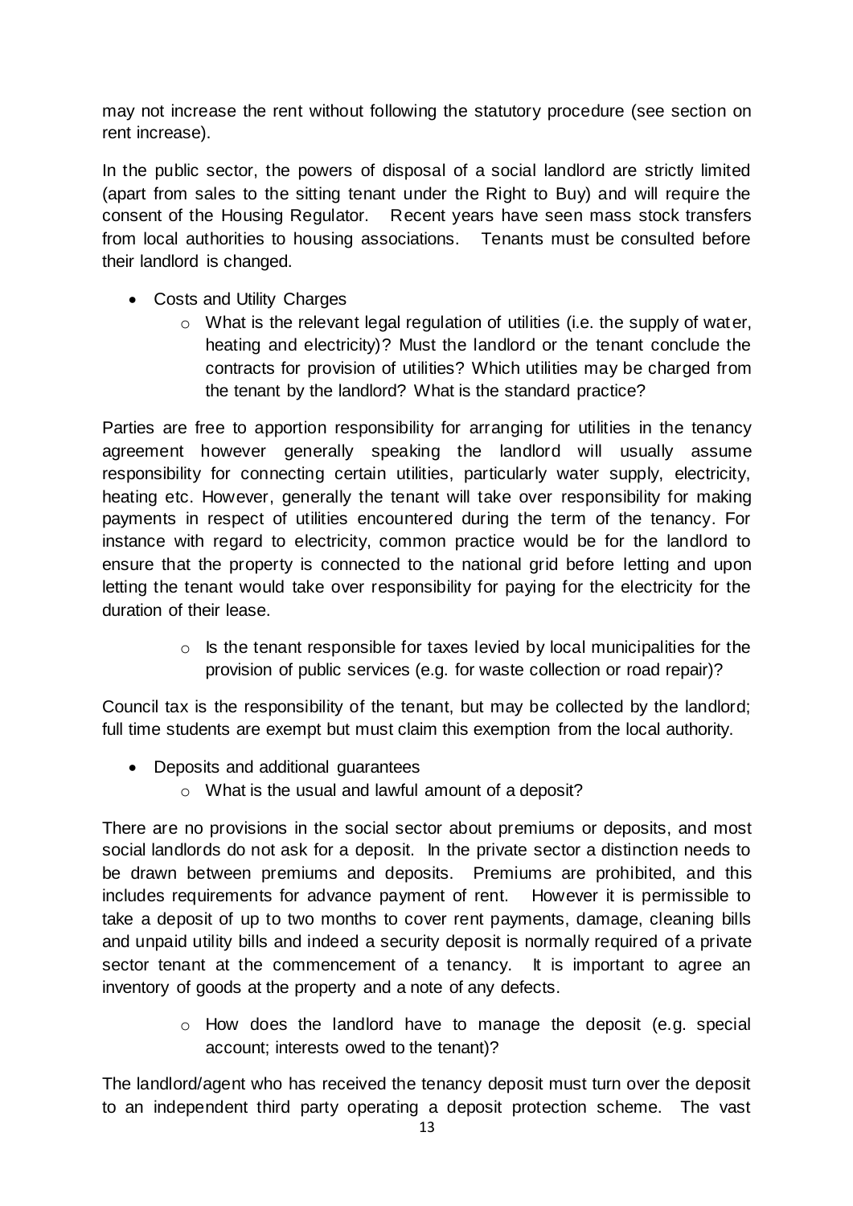may not increase the rent without following the statutory procedure (see section on rent increase).

In the public sector, the powers of disposal of a social landlord are strictly limited (apart from sales to the sitting tenant under the Right to Buy) and will require the consent of the Housing Regulator. Recent years have seen mass stock transfers from local authorities to housing associations. Tenants must be consulted before their landlord is changed.

- Costs and Utility Charges
  - What is the relevant legal regulation of utilities (i.e. the supply of water, heating and electricity)? Must the landlord or the tenant conclude the contracts for provision of utilities? Which utilities may be charged from the tenant by the landlord? What is the standard practice?

Parties are free to apportion responsibility for arranging for utilities in the tenancy agreement however generally speaking the landlord will usually assume responsibility for connecting certain utilities, particularly water supply, electricity, heating etc. However, generally the tenant will take over responsibility for making payments in respect of utilities encountered during the term of the tenancy. For instance with regard to electricity, common practice would be for the landlord to ensure that the property is connected to the national grid before letting and upon letting the tenant would take over responsibility for paying for the electricity for the duration of their lease.

  - Is the tenant responsible for taxes levied by local municipalities for the provision of public services (e.g. for waste collection or road repair)?

Council tax is the responsibility of the tenant, but may be collected by the landlord; full time students are exempt but must claim this exemption from the local authority.

- Deposits and additional guarantees
  - What is the usual and lawful amount of a deposit?

There are no provisions in the social sector about premiums or deposits, and most social landlords do not ask for a deposit. In the private sector a distinction needs to be drawn between premiums and deposits. Premiums are prohibited, and this includes requirements for advance payment of rent. However it is permissible to take a deposit of up to two months to cover rent payments, damage, cleaning bills and unpaid utility bills and indeed a security deposit is normally required of a private sector tenant at the commencement of a tenancy. It is important to agree an inventory of goods at the property and a note of any defects.

  - How does the landlord have to manage the deposit (e.g. special account; interests owed to the tenant)?

The landlord/agent who has received the tenancy deposit must turn over the deposit to an independent third party operating a deposit protection scheme. The vast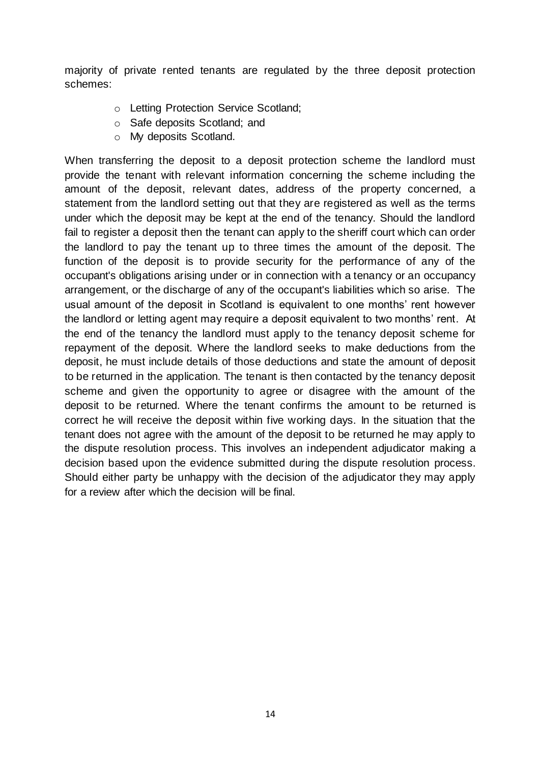majority of private rented tenants are regulated by the three deposit protection schemes:

- Letting Protection Service Scotland;
- Safe deposits Scotland; and
- My deposits Scotland.

When transferring the deposit to a deposit protection scheme the landlord must provide the tenant with relevant information concerning the scheme including the amount of the deposit, relevant dates, address of the property concerned, a statement from the landlord setting out that they are registered as well as the terms under which the deposit may be kept at the end of the tenancy. Should the landlord fail to register a deposit then the tenant can apply to the sheriff court which can order the landlord to pay the tenant up to three times the amount of the deposit. The function of the deposit is to provide security for the performance of any of the occupant's obligations arising under or in connection with a tenancy or an occupancy arrangement, or the discharge of any of the occupant's liabilities which so arise. The usual amount of the deposit in Scotland is equivalent to one months' rent however the landlord or letting agent may require a deposit equivalent to two months' rent. At the end of the tenancy the landlord must apply to the tenancy deposit scheme for repayment of the deposit. Where the landlord seeks to make deductions from the deposit, he must include details of those deductions and state the amount of deposit to be returned in the application. The tenant is then contacted by the tenancy deposit scheme and given the opportunity to agree or disagree with the amount of the deposit to be returned. Where the tenant confirms the amount to be returned is correct he will receive the deposit within five working days. In the situation that the tenant does not agree with the amount of the deposit to be returned he may apply to the dispute resolution process. This involves an independent adjudicator making a decision based upon the evidence submitted during the dispute resolution process. Should either party be unhappy with the decision of the adjudicator they may apply for a review after which the decision will be final.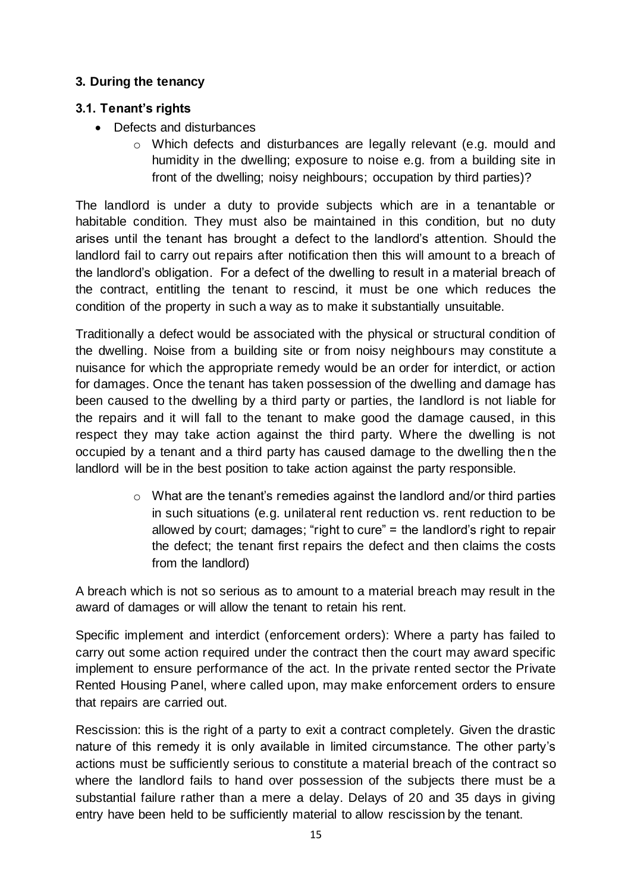### 3. During the tenancy

#### 3.1. Tenant's rights

- Defects and disturbances
  - Which defects and disturbances are legally relevant (e.g. mould and humidity in the dwelling; exposure to noise e.g. from a building site in front of the dwelling; noisy neighbours; occupation by third parties)?

The landlord is under a duty to provide subjects which are in a tenantable or habitable condition. They must also be maintained in this condition, but no duty arises until the tenant has brought a defect to the landlord's attention. Should the landlord fail to carry out repairs after notification then this will amount to a breach of the landlord's obligation. For a defect of the dwelling to result in a material breach of the contract, entitling the tenant to rescind, it must be one which reduces the condition of the property in such a way as to make it substantially unsuitable.

Traditionally a defect would be associated with the physical or structural condition of the dwelling. Noise from a building site or from noisy neighbours may constitute a nuisance for which the appropriate remedy would be an order for interdict, or action for damages. Once the tenant has taken possession of the dwelling and damage has been caused to the dwelling by a third party or parties, the landlord is not liable for the repairs and it will fall to the tenant to make good the damage caused, in this respect they may take action against the third party. Where the dwelling is not occupied by a tenant and a third party has caused damage to the dwelling then the landlord will be in the best position to take action against the party responsible.

  - What are the tenant's remedies against the landlord and/or third parties in such situations (e.g. unilateral rent reduction vs. rent reduction to be allowed by court; damages; "right to cure" = the landlord's right to repair the defect; the tenant first repairs the defect and then claims the costs from the landlord)

A breach which is not so serious as to amount to a material breach may result in the award of damages or will allow the tenant to retain his rent.

Specific implement and interdict (enforcement orders): Where a party has failed to carry out some action required under the contract then the court may award specific implement to ensure performance of the act. In the private rented sector the Private Rented Housing Panel, where called upon, may make enforcement orders to ensure that repairs are carried out.

Rescission: this is the right of a party to exit a contract completely. Given the drastic nature of this remedy it is only available in limited circumstance. The other party's actions must be sufficiently serious to constitute a material breach of the contract so where the landlord fails to hand over possession of the subjects there must be a substantial failure rather than a mere a delay. Delays of 20 and 35 days in giving entry have been held to be sufficiently material to allow rescission by the tenant.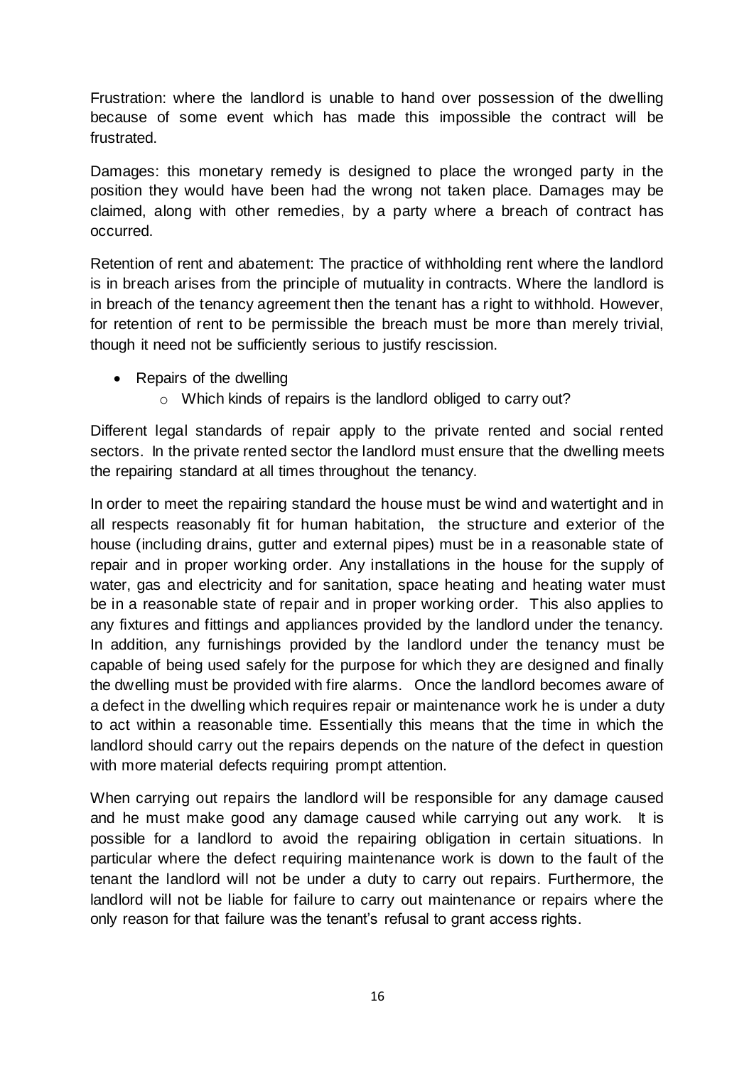Frustration: where the landlord is unable to hand over possession of the dwelling because of some event which has made this impossible the contract will be frustrated.

Damages: this monetary remedy is designed to place the wronged party in the position they would have been had the wrong not taken place. Damages may be claimed, along with other remedies, by a party where a breach of contract has occurred.

Retention of rent and abatement: The practice of withholding rent where the landlord is in breach arises from the principle of mutuality in contracts. Where the landlord is in breach of the tenancy agreement then the tenant has a right to withhold. However, for retention of rent to be permissible the breach must be more than merely trivial, though it need not be sufficiently serious to justify rescission.

- Repairs of the dwelling
    - Which kinds of repairs is the landlord obliged to carry out?

Different legal standards of repair apply to the private rented and social rented sectors. In the private rented sector the landlord must ensure that the dwelling meets the repairing standard at all times throughout the tenancy.

In order to meet the repairing standard the house must be wind and watertight and in all respects reasonably fit for human habitation, the structure and exterior of the house (including drains, gutter and external pipes) must be in a reasonable state of repair and in proper working order. Any installations in the house for the supply of water, gas and electricity and for sanitation, space heating and heating water must be in a reasonable state of repair and in proper working order. This also applies to any fixtures and fittings and appliances provided by the landlord under the tenancy. In addition, any furnishings provided by the landlord under the tenancy must be capable of being used safely for the purpose for which they are designed and finally the dwelling must be provided with fire alarms. Once the landlord becomes aware of a defect in the dwelling which requires repair or maintenance work he is under a duty to act within a reasonable time. Essentially this means that the time in which the landlord should carry out the repairs depends on the nature of the defect in question with more material defects requiring prompt attention.

When carrying out repairs the landlord will be responsible for any damage caused and he must make good any damage caused while carrying out any work. It is possible for a landlord to avoid the repairing obligation in certain situations. In particular where the defect requiring maintenance work is down to the fault of the tenant the landlord will not be under a duty to carry out repairs. Furthermore, the landlord will not be liable for failure to carry out maintenance or repairs where the only reason for that failure was the tenant's refusal to grant access rights.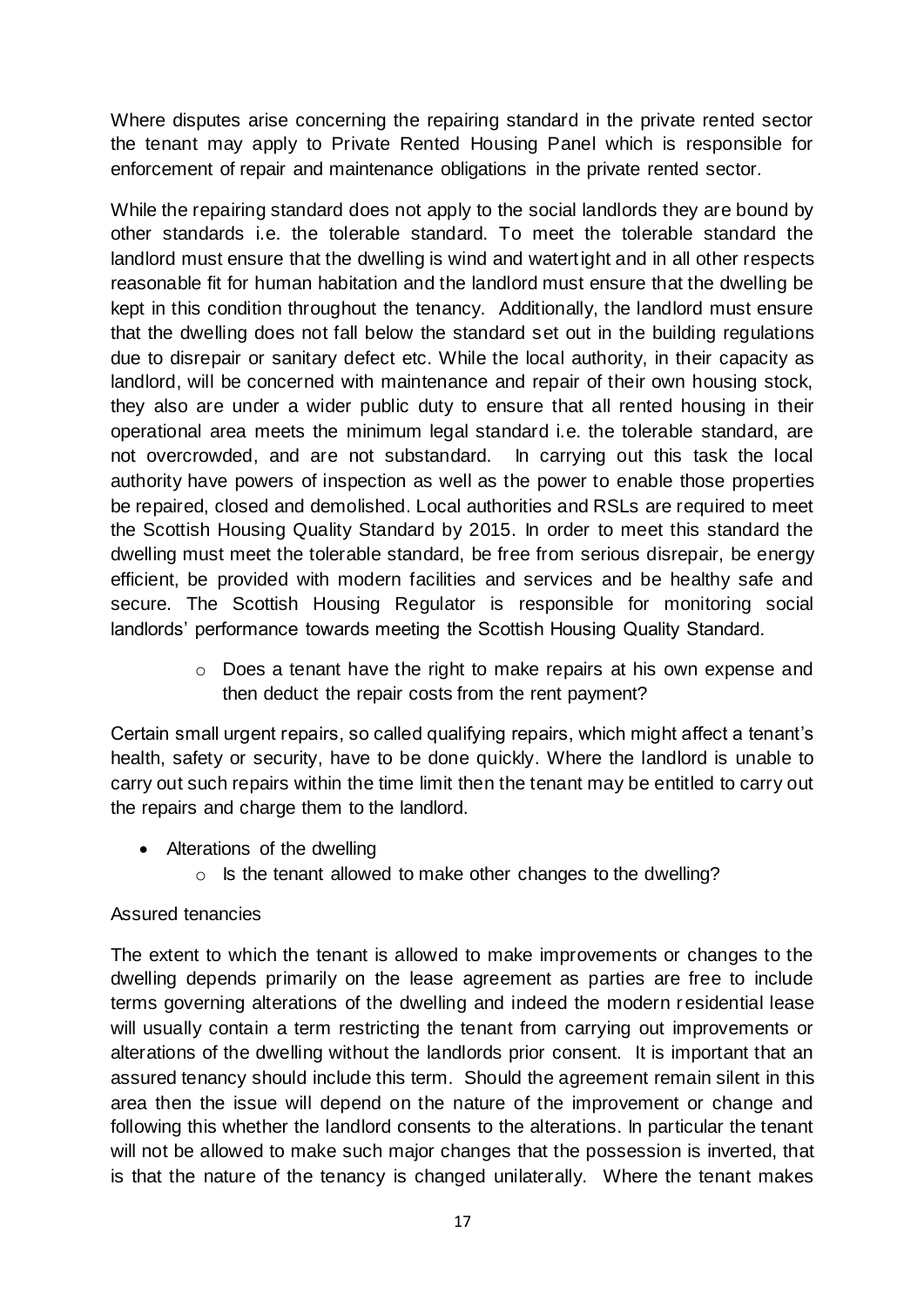Where disputes arise concerning the repairing standard in the private rented sector the tenant may apply to Private Rented Housing Panel which is responsible for enforcement of repair and maintenance obligations in the private rented sector.

While the repairing standard does not apply to the social landlords they are bound by other standards i.e. the tolerable standard. To meet the tolerable standard the landlord must ensure that the dwelling is wind and watertight and in all other respects reasonable fit for human habitation and the landlord must ensure that the dwelling be kept in this condition throughout the tenancy. Additionally, the landlord must ensure that the dwelling does not fall below the standard set out in the building regulations due to disrepair or sanitary defect etc. While the local authority, in their capacity as landlord, will be concerned with maintenance and repair of their own housing stock, they also are under a wider public duty to ensure that all rented housing in their operational area meets the minimum legal standard i.e. the tolerable standard, are not overcrowded, and are not substandard. In carrying out this task the local authority have powers of inspection as well as the power to enable those properties be repaired, closed and demolished. Local authorities and RSLs are required to meet the Scottish Housing Quality Standard by 2015. In order to meet this standard the dwelling must meet the tolerable standard, be free from serious disrepair, be energy efficient, be provided with modern facilities and services and be healthy safe and secure. The Scottish Housing Regulator is responsible for monitoring social landlords' performance towards meeting the Scottish Housing Quality Standard.

- Does a tenant have the right to make repairs at his own expense and then deduct the repair costs from the rent payment?

Certain small urgent repairs, so called qualifying repairs, which might affect a tenant's health, safety or security, have to be done quickly. Where the landlord is unable to carry out such repairs within the time limit then the tenant may be entitled to carry out the repairs and charge them to the landlord.

- Alterations of the dwelling
  - Is the tenant allowed to make other changes to the dwelling?

Assured tenancies

The extent to which the tenant is allowed to make improvements or changes to the dwelling depends primarily on the lease agreement as parties are free to include terms governing alterations of the dwelling and indeed the modern residential lease will usually contain a term restricting the tenant from carrying out improvements or alterations of the dwelling without the landlords prior consent. It is important that an assured tenancy should include this term. Should the agreement remain silent in this area then the issue will depend on the nature of the improvement or change and following this whether the landlord consents to the alterations. In particular the tenant will not be allowed to make such major changes that the possession is inverted, that is that the nature of the tenancy is changed unilaterally. Where the tenant makes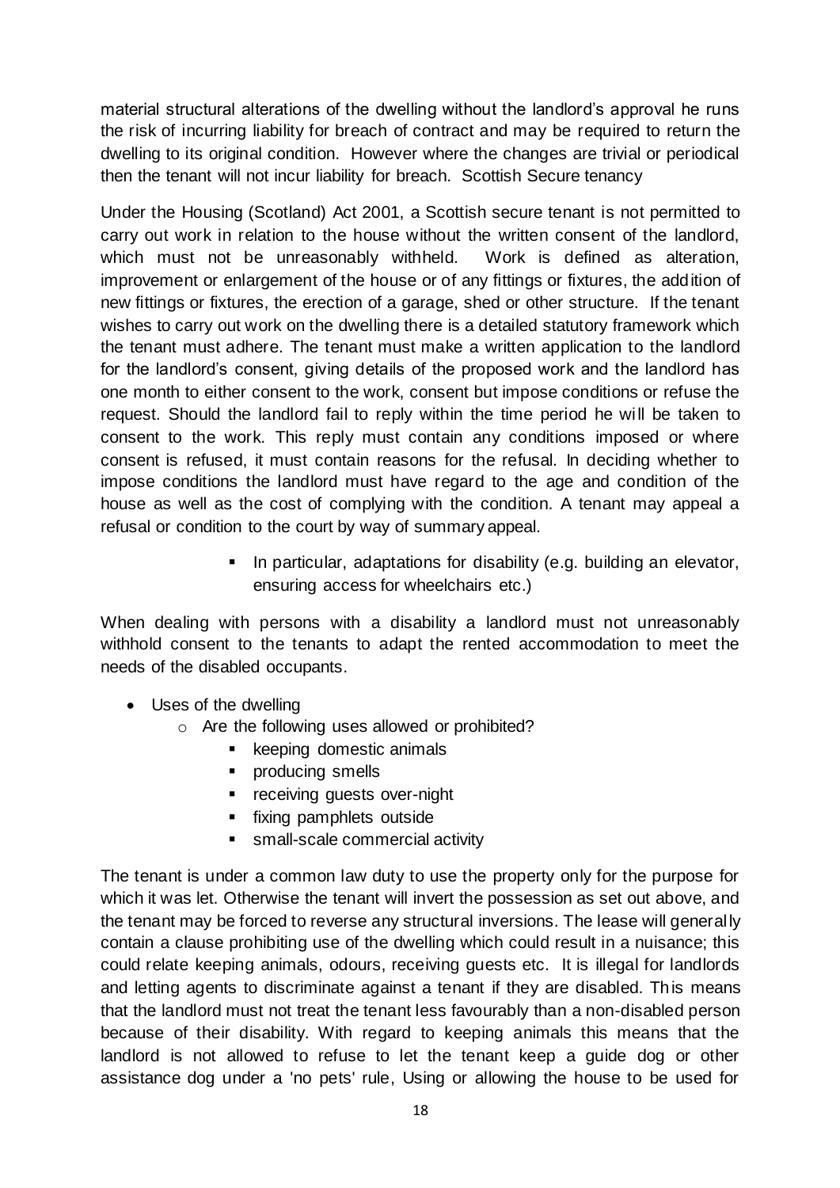material structural alterations of the dwelling without the landlord's approval he runs the risk of incurring liability for breach of contract and may be required to return the dwelling to its original condition. However where the changes are trivial or periodical then the tenant will not incur liability for breach. Scottish Secure tenancy

Under the Housing (Scotland) Act 2001, a Scottish secure tenant is not permitted to carry out work in relation to the house without the written consent of the landlord, which must not be unreasonably withheld. Work is defined as alteration, improvement or enlargement of the house or of any fittings or fixtures, the addition of new fittings or fixtures, the erection of a garage, shed or other structure. If the tenant wishes to carry out work on the dwelling there is a detailed statutory framework which the tenant must adhere. The tenant must make a written application to the landlord for the landlord's consent, giving details of the proposed work and the landlord has one month to either consent to the work, consent but impose conditions or refuse the request. Should the landlord fail to reply within the time period he will be taken to consent to the work. This reply must contain any conditions imposed or where consent is refused, it must contain reasons for the refusal. In deciding whether to impose conditions the landlord must have regard to the age and condition of the house as well as the cost of complying with the condition. A tenant may appeal a refusal or condition to the court by way of summary appeal.

- In particular, adaptations for disability (e.g. building an elevator, ensuring access for wheelchairs etc.)

When dealing with persons with a disability a landlord must not unreasonably withhold consent to the tenants to adapt the rented accommodation to meet the needs of the disabled occupants.

- Uses of the dwelling
  - Are the following uses allowed or prohibited?
    - keeping domestic animals
    - producing smells
    - receiving guests over-night
    - fixing pamphlets outside
    - small-scale commercial activity

The tenant is under a common law duty to use the property only for the purpose for which it was let. Otherwise the tenant will invert the possession as set out above, and the tenant may be forced to reverse any structural inversions. The lease will generally contain a clause prohibiting use of the dwelling which could result in a nuisance; this could relate keeping animals, odours, receiving guests etc. It is illegal for landlords and letting agents to discriminate against a tenant if they are disabled. This means that the landlord must not treat the tenant less favourably than a non-disabled person because of their disability. With regard to keeping animals this means that the landlord is not allowed to refuse to let the tenant keep a guide dog or other assistance dog under a 'no pets' rule, Using or allowing the house to be used for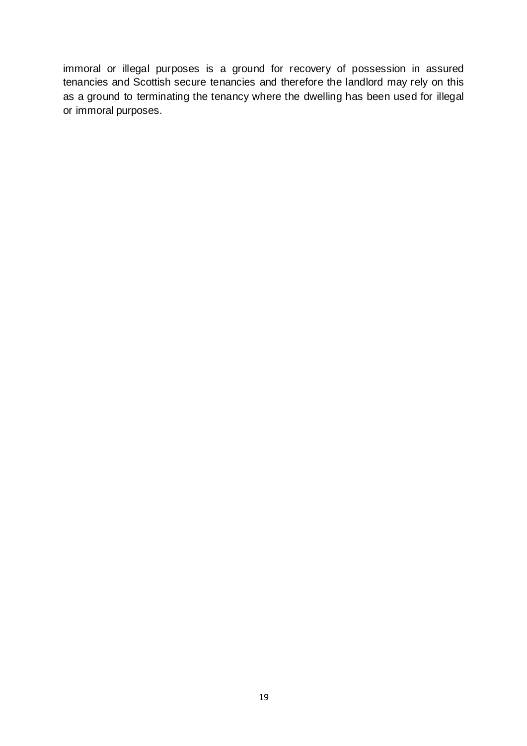immoral or illegal purposes is a ground for recovery of possession in assured tenancies and Scottish secure tenancies and therefore the landlord may rely on this as a ground to terminating the tenancy where the dwelling has been used for illegal or immoral purposes.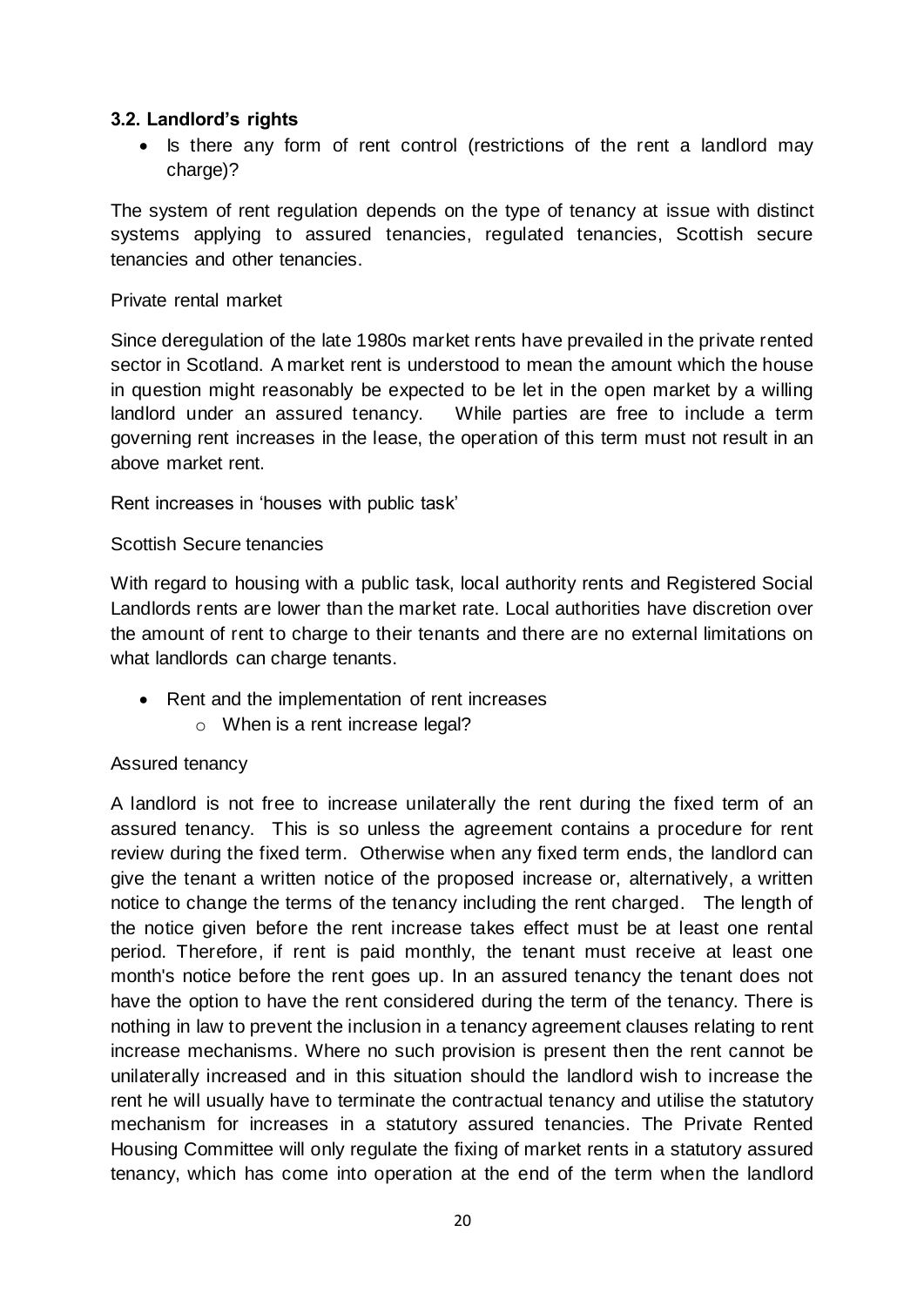### 3.2. Landlord's rights

- Is there any form of rent control (restrictions of the rent a landlord may charge)?

The system of rent regulation depends on the type of tenancy at issue with distinct systems applying to assured tenancies, regulated tenancies, Scottish secure tenancies and other tenancies.

Private rental market

Since deregulation of the late 1980s market rents have prevailed in the private rented sector in Scotland. A market rent is understood to mean the amount which the house in question might reasonably be expected to be let in the open market by a willing landlord under an assured tenancy. While parties are free to include a term governing rent increases in the lease, the operation of this term must not result in an above market rent.

Rent increases in 'houses with public task'

Scottish Secure tenancies

With regard to housing with a public task, local authority rents and Registered Social Landlords rents are lower than the market rate. Local authorities have discretion over the amount of rent to charge to their tenants and there are no external limitations on what landlords can charge tenants.

- Rent and the implementation of rent increases
    - When is a rent increase legal?

Assured tenancy

A landlord is not free to increase unilaterally the rent during the fixed term of an assured tenancy. This is so unless the agreement contains a procedure for rent review during the fixed term. Otherwise when any fixed term ends, the landlord can give the tenant a written notice of the proposed increase or, alternatively, a written notice to change the terms of the tenancy including the rent charged. The length of the notice given before the rent increase takes effect must be at least one rental period. Therefore, if rent is paid monthly, the tenant must receive at least one month's notice before the rent goes up. In an assured tenancy the tenant does not have the option to have the rent considered during the term of the tenancy. There is nothing in law to prevent the inclusion in a tenancy agreement clauses relating to rent increase mechanisms. Where no such provision is present then the rent cannot be unilaterally increased and in this situation should the landlord wish to increase the rent he will usually have to terminate the contractual tenancy and utilise the statutory mechanism for increases in a statutory assured tenancies. The Private Rented Housing Committee will only regulate the fixing of market rents in a statutory assured tenancy, which has come into operation at the end of the term when the landlord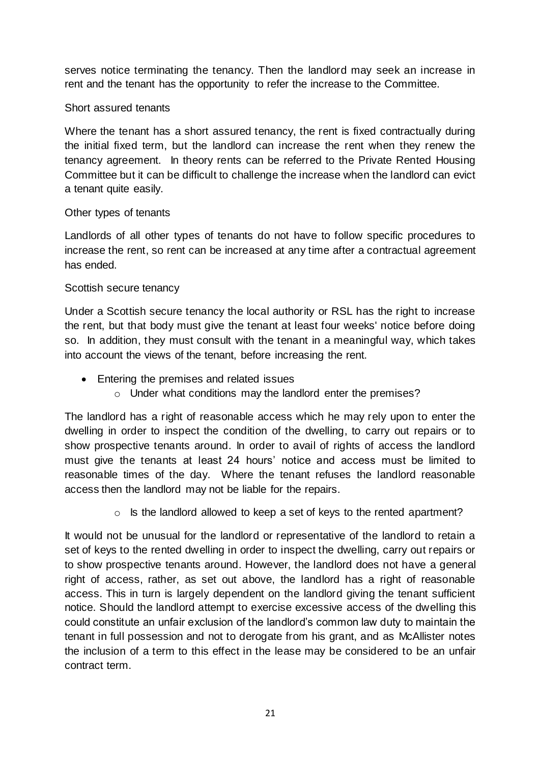serves notice terminating the tenancy. Then the landlord may seek an increase in rent and the tenant has the opportunity to refer the increase to the Committee.

Short assured tenants

Where the tenant has a short assured tenancy, the rent is fixed contractually during the initial fixed term, but the landlord can increase the rent when they renew the tenancy agreement. In theory rents can be referred to the Private Rented Housing Committee but it can be difficult to challenge the increase when the landlord can evict a tenant quite easily.

Other types of tenants

Landlords of all other types of tenants do not have to follow specific procedures to increase the rent, so rent can be increased at any time after a contractual agreement has ended.

Scottish secure tenancy

Under a Scottish secure tenancy the local authority or RSL has the right to increase the rent, but that body must give the tenant at least four weeks' notice before doing so. In addition, they must consult with the tenant in a meaningful way, which takes into account the views of the tenant, before increasing the rent.

- Entering the premises and related issues
  - Under what conditions may the landlord enter the premises?

The landlord has a right of reasonable access which he may rely upon to enter the dwelling in order to inspect the condition of the dwelling, to carry out repairs or to show prospective tenants around. In order to avail of rights of access the landlord must give the tenants at least 24 hours' notice and access must be limited to reasonable times of the day. Where the tenant refuses the landlord reasonable access then the landlord may not be liable for the repairs.

  - Is the landlord allowed to keep a set of keys to the rented apartment?

It would not be unusual for the landlord or representative of the landlord to retain a set of keys to the rented dwelling in order to inspect the dwelling, carry out repairs or to show prospective tenants around. However, the landlord does not have a general right of access, rather, as set out above, the landlord has a right of reasonable access. This in turn is largely dependent on the landlord giving the tenant sufficient notice. Should the landlord attempt to exercise excessive access of the dwelling this could constitute an unfair exclusion of the landlord's common law duty to maintain the tenant in full possession and not to derogate from his grant, and as McAllister notes the inclusion of a term to this effect in the lease may be considered to be an unfair contract term.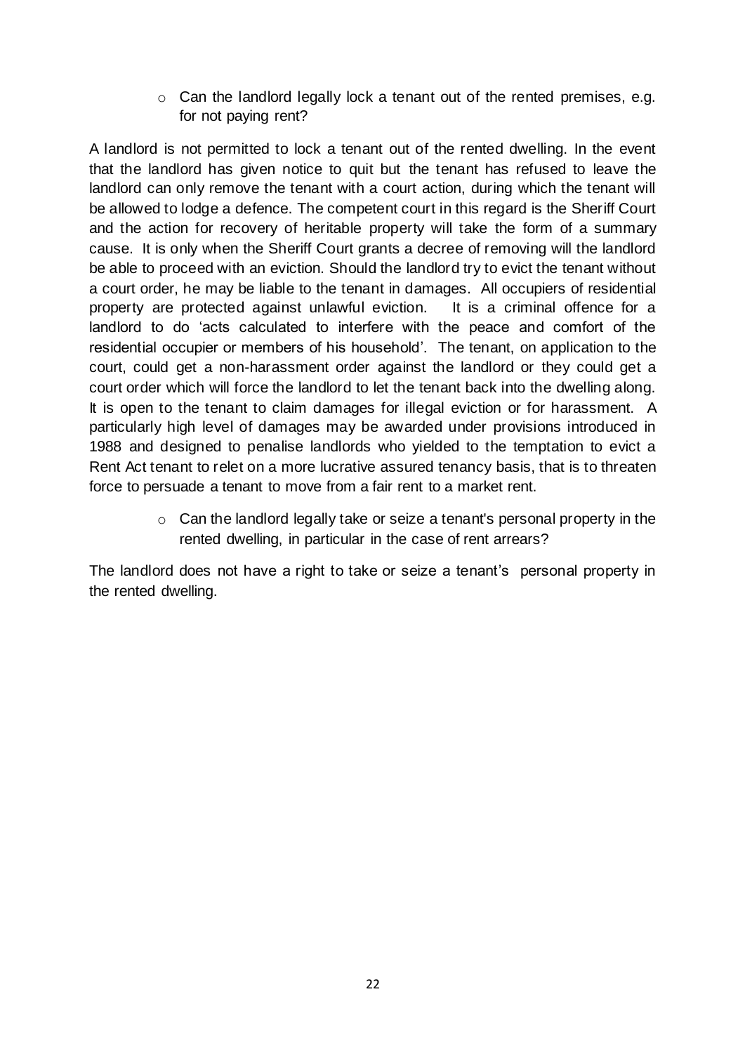- Can the landlord legally lock a tenant out of the rented premises, e.g. for not paying rent?

A landlord is not permitted to lock a tenant out of the rented dwelling. In the event that the landlord has given notice to quit but the tenant has refused to leave the landlord can only remove the tenant with a court action, during which the tenant will be allowed to lodge a defence. The competent court in this regard is the Sheriff Court and the action for recovery of heritable property will take the form of a summary cause. It is only when the Sheriff Court grants a decree of removing will the landlord be able to proceed with an eviction. Should the landlord try to evict the tenant without a court order, he may be liable to the tenant in damages. All occupiers of residential property are protected against unlawful eviction. It is a criminal offence for a landlord to do 'acts calculated to interfere with the peace and comfort of the residential occupier or members of his household'. The tenant, on application to the court, could get a non-harassment order against the landlord or they could get a court order which will force the landlord to let the tenant back into the dwelling along. It is open to the tenant to claim damages for illegal eviction or for harassment. A particularly high level of damages may be awarded under provisions introduced in 1988 and designed to penalise landlords who yielded to the temptation to evict a Rent Act tenant to relet on a more lucrative assured tenancy basis, that is to threaten force to persuade a tenant to move from a fair rent to a market rent.

- Can the landlord legally take or seize a tenant's personal property in the rented dwelling, in particular in the case of rent arrears?

The landlord does not have a right to take or seize a tenant's personal property in the rented dwelling.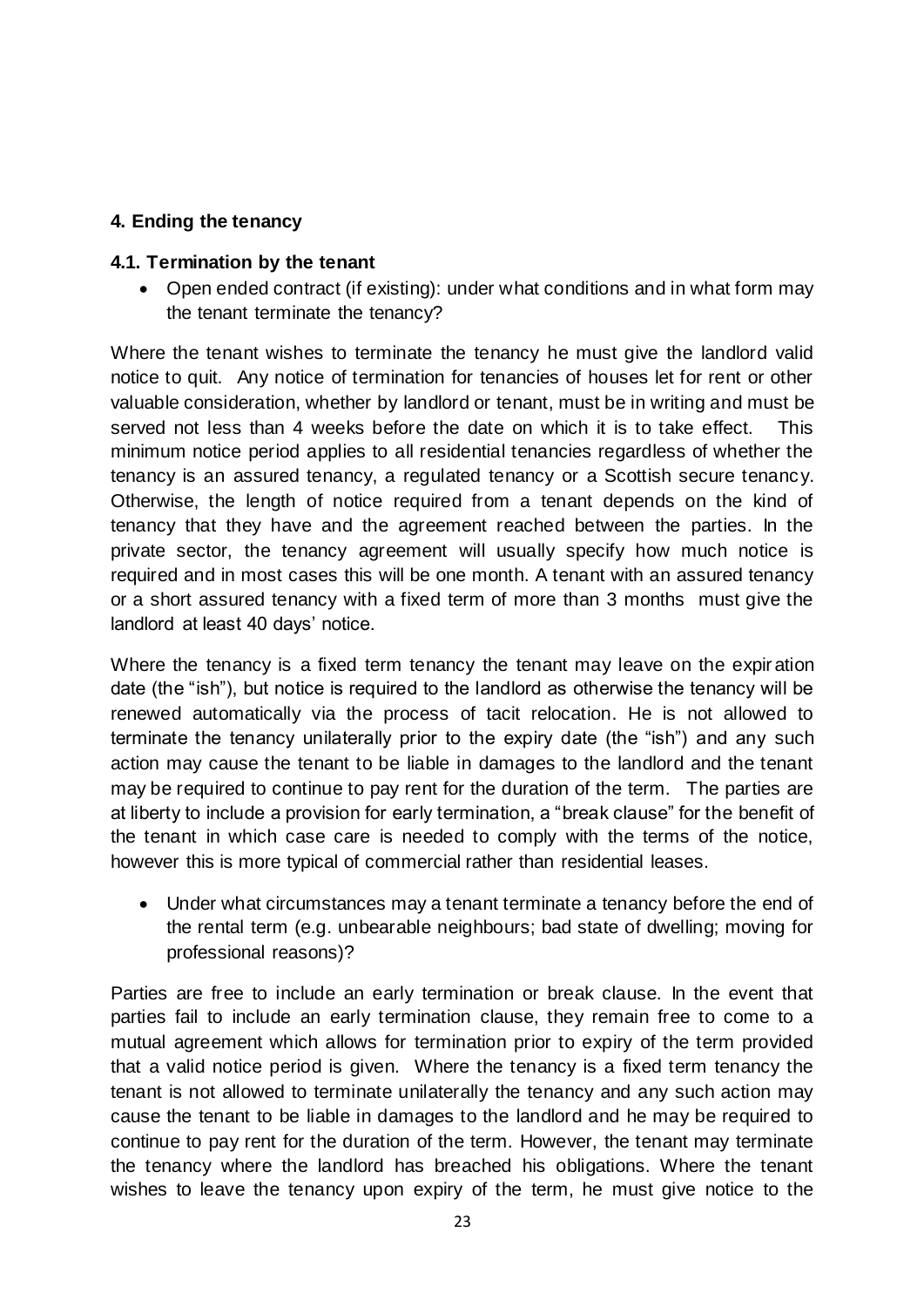## 4. Ending the tenancy

### 4.1. Termination by the tenant

- Open ended contract (if existing): under what conditions and in what form may the tenant terminate the tenancy?

Where the tenant wishes to terminate the tenancy he must give the landlord valid notice to quit. Any notice of termination for tenancies of houses let for rent or other valuable consideration, whether by landlord or tenant, must be in writing and must be served not less than 4 weeks before the date on which it is to take effect. This minimum notice period applies to all residential tenancies regardless of whether the tenancy is an assured tenancy, a regulated tenancy or a Scottish secure tenancy. Otherwise, the length of notice required from a tenant depends on the kind of tenancy that they have and the agreement reached between the parties. In the private sector, the tenancy agreement will usually specify how much notice is required and in most cases this will be one month. A tenant with an assured tenancy or a short assured tenancy with a fixed term of more than 3 months must give the landlord at least 40 days' notice.

Where the tenancy is a fixed term tenancy the tenant may leave on the expiration date (the "ish"), but notice is required to the landlord as otherwise the tenancy will be renewed automatically via the process of tacit relocation. He is not allowed to terminate the tenancy unilaterally prior to the expiry date (the "ish") and any such action may cause the tenant to be liable in damages to the landlord and the tenant may be required to continue to pay rent for the duration of the term. The parties are at liberty to include a provision for early termination, a "break clause" for the benefit of the tenant in which case care is needed to comply with the terms of the notice, however this is more typical of commercial rather than residential leases.

- Under what circumstances may a tenant terminate a tenancy before the end of the rental term (e.g. unbearable neighbours; bad state of dwelling; moving for professional reasons)?

Parties are free to include an early termination or break clause. In the event that parties fail to include an early termination clause, they remain free to come to a mutual agreement which allows for termination prior to expiry of the term provided that a valid notice period is given. Where the tenancy is a fixed term tenancy the tenant is not allowed to terminate unilaterally the tenancy and any such action may cause the tenant to be liable in damages to the landlord and he may be required to continue to pay rent for the duration of the term. However, the tenant may terminate the tenancy where the landlord has breached his obligations. Where the tenant wishes to leave the tenancy upon expiry of the term, he must give notice to the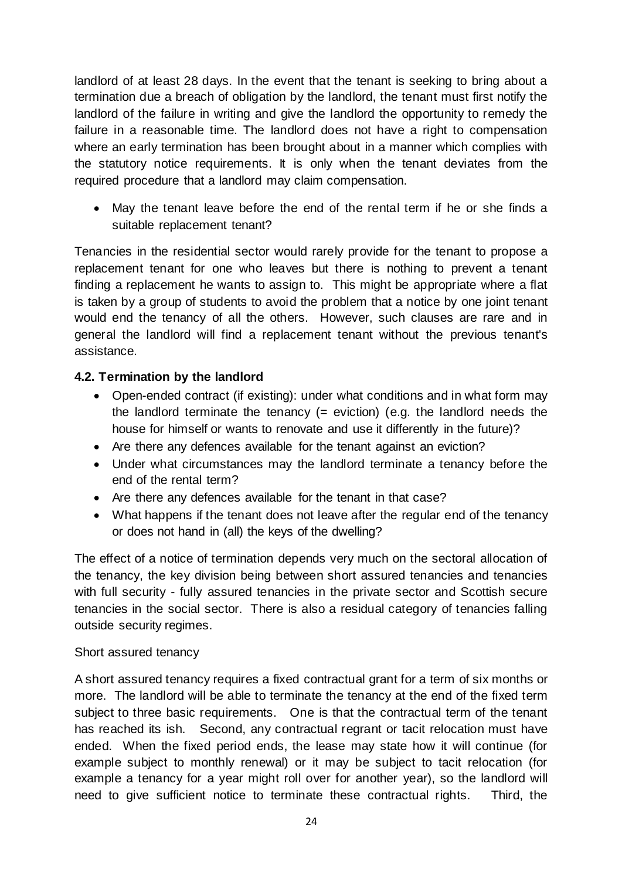landlord of at least 28 days. In the event that the tenant is seeking to bring about a termination due a breach of obligation by the landlord, the tenant must first notify the landlord of the failure in writing and give the landlord the opportunity to remedy the failure in a reasonable time. The landlord does not have a right to compensation where an early termination has been brought about in a manner which complies with the statutory notice requirements. It is only when the tenant deviates from the required procedure that a landlord may claim compensation.

- May the tenant leave before the end of the rental term if he or she finds a suitable replacement tenant?

Tenancies in the residential sector would rarely provide for the tenant to propose a replacement tenant for one who leaves but there is nothing to prevent a tenant finding a replacement he wants to assign to. This might be appropriate where a flat is taken by a group of students to avoid the problem that a notice by one joint tenant would end the tenancy of all the others. However, such clauses are rare and in general the landlord will find a replacement tenant without the previous tenant's assistance.

### 4.2. Termination by the landlord

- Open-ended contract (if existing): under what conditions and in what form may the landlord terminate the tenancy (= eviction) (e.g. the landlord needs the house for himself or wants to renovate and use it differently in the future)?
- Are there any defences available for the tenant against an eviction?
- Under what circumstances may the landlord terminate a tenancy before the end of the rental term?
- Are there any defences available for the tenant in that case?
- What happens if the tenant does not leave after the regular end of the tenancy or does not hand in (all) the keys of the dwelling?

The effect of a notice of termination depends very much on the sectoral allocation of the tenancy, the key division being between short assured tenancies and tenancies with full security - fully assured tenancies in the private sector and Scottish secure tenancies in the social sector. There is also a residual category of tenancies falling outside security regimes.

Short assured tenancy

A short assured tenancy requires a fixed contractual grant for a term of six months or more. The landlord will be able to terminate the tenancy at the end of the fixed term subject to three basic requirements. One is that the contractual term of the tenant has reached its ish. Second, any contractual regrant or tacit relocation must have ended. When the fixed period ends, the lease may state how it will continue (for example subject to monthly renewal) or it may be subject to tacit relocation (for example a tenancy for a year might roll over for another year), so the landlord will need to give sufficient notice to terminate these contractual rights. Third, the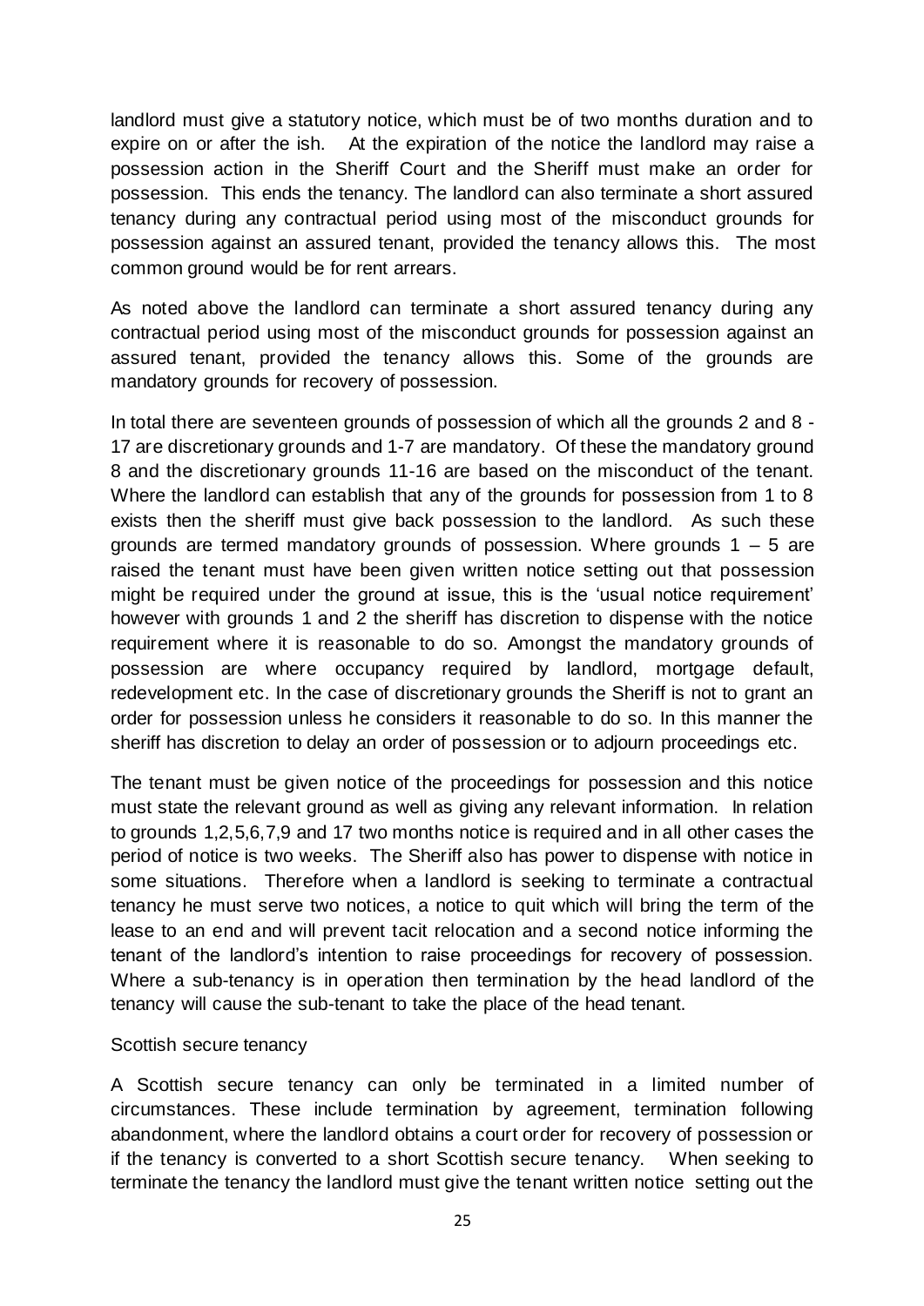landlord must give a statutory notice, which must be of two months duration and to expire on or after the ish. At the expiration of the notice the landlord may raise a possession action in the Sheriff Court and the Sheriff must make an order for possession. This ends the tenancy. The landlord can also terminate a short assured tenancy during any contractual period using most of the misconduct grounds for possession against an assured tenant, provided the tenancy allows this. The most common ground would be for rent arrears.

As noted above the landlord can terminate a short assured tenancy during any contractual period using most of the misconduct grounds for possession against an assured tenant, provided the tenancy allows this. Some of the grounds are mandatory grounds for recovery of possession.

In total there are seventeen grounds of possession of which all the grounds 2 and 8 - 17 are discretionary grounds and 1-7 are mandatory. Of these the mandatory ground 8 and the discretionary grounds 11-16 are based on the misconduct of the tenant. Where the landlord can establish that any of the grounds for possession from 1 to 8 exists then the sheriff must give back possession to the landlord. As such these grounds are termed mandatory grounds of possession. Where grounds 1 – 5 are raised the tenant must have been given written notice setting out that possession might be required under the ground at issue, this is the 'usual notice requirement' however with grounds 1 and 2 the sheriff has discretion to dispense with the notice requirement where it is reasonable to do so. Amongst the mandatory grounds of possession are where occupancy required by landlord, mortgage default, redevelopment etc. In the case of discretionary grounds the Sheriff is not to grant an order for possession unless he considers it reasonable to do so. In this manner the sheriff has discretion to delay an order of possession or to adjourn proceedings etc.

The tenant must be given notice of the proceedings for possession and this notice must state the relevant ground as well as giving any relevant information. In relation to grounds 1,2,5,6,7,9 and 17 two months notice is required and in all other cases the period of notice is two weeks. The Sheriff also has power to dispense with notice in some situations. Therefore when a landlord is seeking to terminate a contractual tenancy he must serve two notices, a notice to quit which will bring the term of the lease to an end and will prevent tacit relocation and a second notice informing the tenant of the landlord's intention to raise proceedings for recovery of possession. Where a sub-tenancy is in operation then termination by the head landlord of the tenancy will cause the sub-tenant to take the place of the head tenant.

Scottish secure tenancy

A Scottish secure tenancy can only be terminated in a limited number of circumstances. These include termination by agreement, termination following abandonment, where the landlord obtains a court order for recovery of possession or if the tenancy is converted to a short Scottish secure tenancy. When seeking to terminate the tenancy the landlord must give the tenant written notice setting out the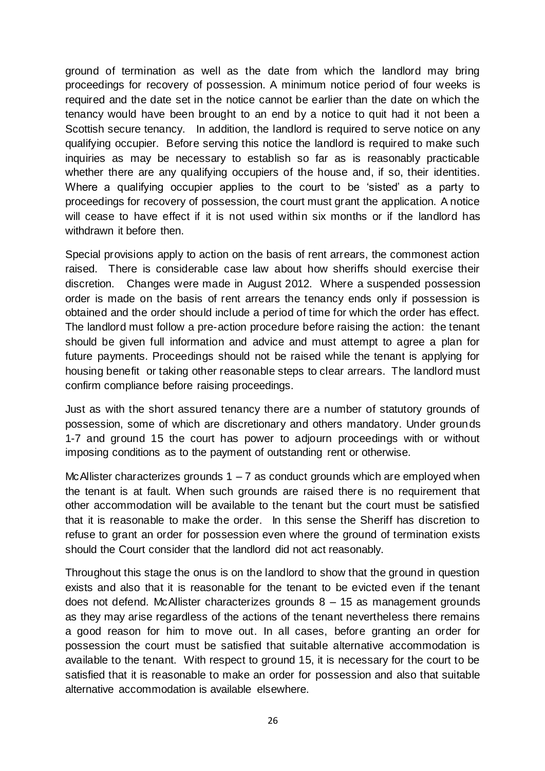ground of termination as well as the date from which the landlord may bring proceedings for recovery of possession. A minimum notice period of four weeks is required and the date set in the notice cannot be earlier than the date on which the tenancy would have been brought to an end by a notice to quit had it not been a Scottish secure tenancy. In addition, the landlord is required to serve notice on any qualifying occupier. Before serving this notice the landlord is required to make such inquiries as may be necessary to establish so far as is reasonably practicable whether there are any qualifying occupiers of the house and, if so, their identities. Where a qualifying occupier applies to the court to be 'sisted' as a party to proceedings for recovery of possession, the court must grant the application. A notice will cease to have effect if it is not used within six months or if the landlord has withdrawn it before then.

Special provisions apply to action on the basis of rent arrears, the commonest action raised. There is considerable case law about how sheriffs should exercise their discretion. Changes were made in August 2012. Where a suspended possession order is made on the basis of rent arrears the tenancy ends only if possession is obtained and the order should include a period of time for which the order has effect. The landlord must follow a pre-action procedure before raising the action: the tenant should be given full information and advice and must attempt to agree a plan for future payments. Proceedings should not be raised while the tenant is applying for housing benefit or taking other reasonable steps to clear arrears. The landlord must confirm compliance before raising proceedings.

Just as with the short assured tenancy there are a number of statutory grounds of possession, some of which are discretionary and others mandatory. Under grounds 1-7 and ground 15 the court has power to adjourn proceedings with or without imposing conditions as to the payment of outstanding rent or otherwise.

McAllister characterizes grounds 1 – 7 as conduct grounds which are employed when the tenant is at fault. When such grounds are raised there is no requirement that other accommodation will be available to the tenant but the court must be satisfied that it is reasonable to make the order. In this sense the Sheriff has discretion to refuse to grant an order for possession even where the ground of termination exists should the Court consider that the landlord did not act reasonably.

Throughout this stage the onus is on the landlord to show that the ground in question exists and also that it is reasonable for the tenant to be evicted even if the tenant does not defend. McAllister characterizes grounds 8 – 15 as management grounds as they may arise regardless of the actions of the tenant nevertheless there remains a good reason for him to move out. In all cases, before granting an order for possession the court must be satisfied that suitable alternative accommodation is available to the tenant. With respect to ground 15, it is necessary for the court to be satisfied that it is reasonable to make an order for possession and also that suitable alternative accommodation is available elsewhere.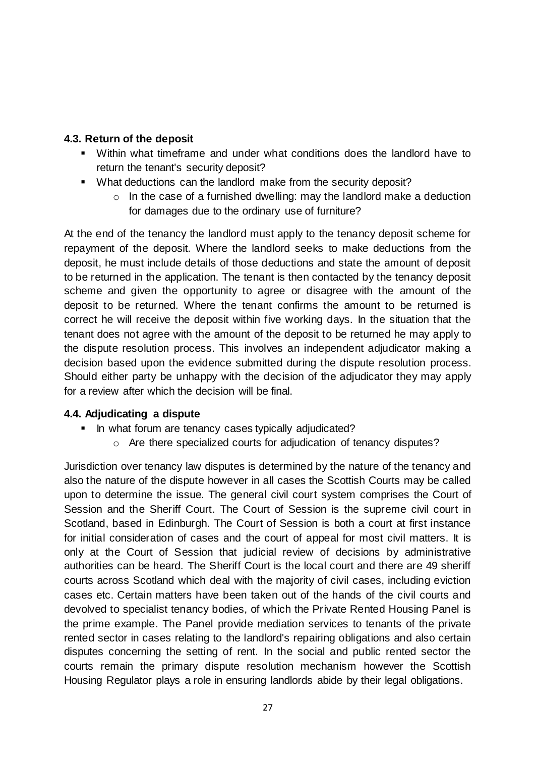### 4.3. Return of the deposit

- Within what timeframe and under what conditions does the landlord have to return the tenant's security deposit?
- What deductions can the landlord make from the security deposit?
  - In the case of a furnished dwelling: may the landlord make a deduction for damages due to the ordinary use of furniture?

At the end of the tenancy the landlord must apply to the tenancy deposit scheme for repayment of the deposit. Where the landlord seeks to make deductions from the deposit, he must include details of those deductions and state the amount of deposit to be returned in the application. The tenant is then contacted by the tenancy deposit scheme and given the opportunity to agree or disagree with the amount of the deposit to be returned. Where the tenant confirms the amount to be returned is correct he will receive the deposit within five working days. In the situation that the tenant does not agree with the amount of the deposit to be returned he may apply to the dispute resolution process. This involves an independent adjudicator making a decision based upon the evidence submitted during the dispute resolution process. Should either party be unhappy with the decision of the adjudicator they may apply for a review after which the decision will be final.

### 4.4. Adjudicating a dispute

- In what forum are tenancy cases typically adjudicated?
  - Are there specialized courts for adjudication of tenancy disputes?

Jurisdiction over tenancy law disputes is determined by the nature of the tenancy and also the nature of the dispute however in all cases the Scottish Courts may be called upon to determine the issue. The general civil court system comprises the Court of Session and the Sheriff Court. The Court of Session is the supreme civil court in Scotland, based in Edinburgh. The Court of Session is both a court at first instance for initial consideration of cases and the court of appeal for most civil matters. It is only at the Court of Session that judicial review of decisions by administrative authorities can be heard. The Sheriff Court is the local court and there are 49 sheriff courts across Scotland which deal with the majority of civil cases, including eviction cases etc. Certain matters have been taken out of the hands of the civil courts and devolved to specialist tenancy bodies, of which the Private Rented Housing Panel is the prime example. The Panel provide mediation services to tenants of the private rented sector in cases relating to the landlord's repairing obligations and also certain disputes concerning the setting of rent. In the social and public rented sector the courts remain the primary dispute resolution mechanism however the Scottish Housing Regulator plays a role in ensuring landlords abide by their legal obligations.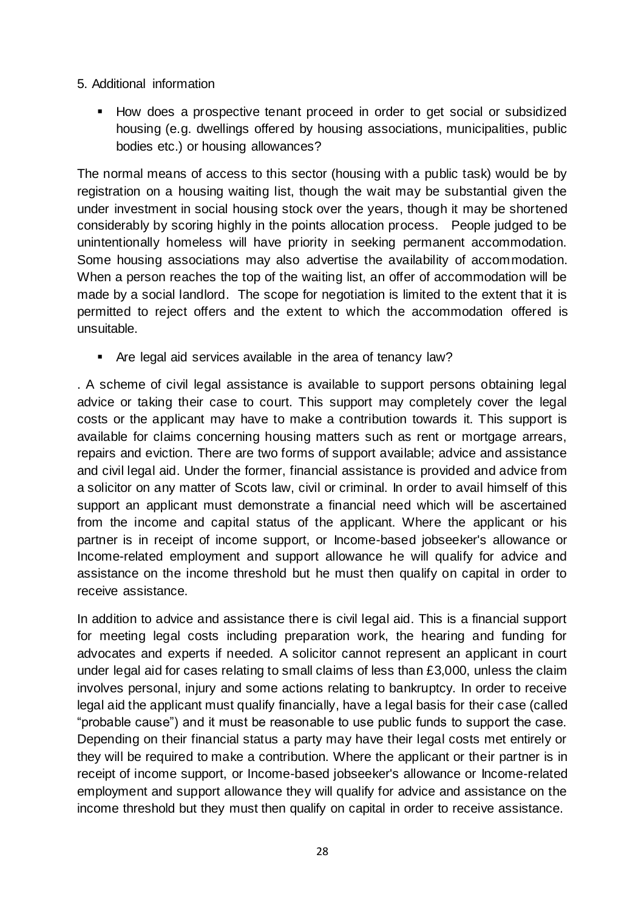5. Additional information

- How does a prospective tenant proceed in order to get social or subsidized housing (e.g. dwellings offered by housing associations, municipalities, public bodies etc.) or housing allowances?

The normal means of access to this sector (housing with a public task) would be by registration on a housing waiting list, though the wait may be substantial given the under investment in social housing stock over the years, though it may be shortened considerably by scoring highly in the points allocation process. People judged to be unintentionally homeless will have priority in seeking permanent accommodation. Some housing associations may also advertise the availability of accommodation. When a person reaches the top of the waiting list, an offer of accommodation will be made by a social landlord. The scope for negotiation is limited to the extent that it is permitted to reject offers and the extent to which the accommodation offered is unsuitable.

- Are legal aid services available in the area of tenancy law?

. A scheme of civil legal assistance is available to support persons obtaining legal advice or taking their case to court. This support may completely cover the legal costs or the applicant may have to make a contribution towards it. This support is available for claims concerning housing matters such as rent or mortgage arrears, repairs and eviction. There are two forms of support available; advice and assistance and civil legal aid. Under the former, financial assistance is provided and advice from a solicitor on any matter of Scots law, civil or criminal. In order to avail himself of this support an applicant must demonstrate a financial need which will be ascertained from the income and capital status of the applicant. Where the applicant or his partner is in receipt of income support, or Income-based jobseeker's allowance or Income-related employment and support allowance he will qualify for advice and assistance on the income threshold but he must then qualify on capital in order to receive assistance.

In addition to advice and assistance there is civil legal aid. This is a financial support for meeting legal costs including preparation work, the hearing and funding for advocates and experts if needed. A solicitor cannot represent an applicant in court under legal aid for cases relating to small claims of less than £3,000, unless the claim involves personal, injury and some actions relating to bankruptcy. In order to receive legal aid the applicant must qualify financially, have a legal basis for their case (called "probable cause") and it must be reasonable to use public funds to support the case. Depending on their financial status a party may have their legal costs met entirely or they will be required to make a contribution. Where the applicant or their partner is in receipt of income support, or Income-based jobseeker's allowance or Income-related employment and support allowance they will qualify for advice and assistance on the income threshold but they must then qualify on capital in order to receive assistance.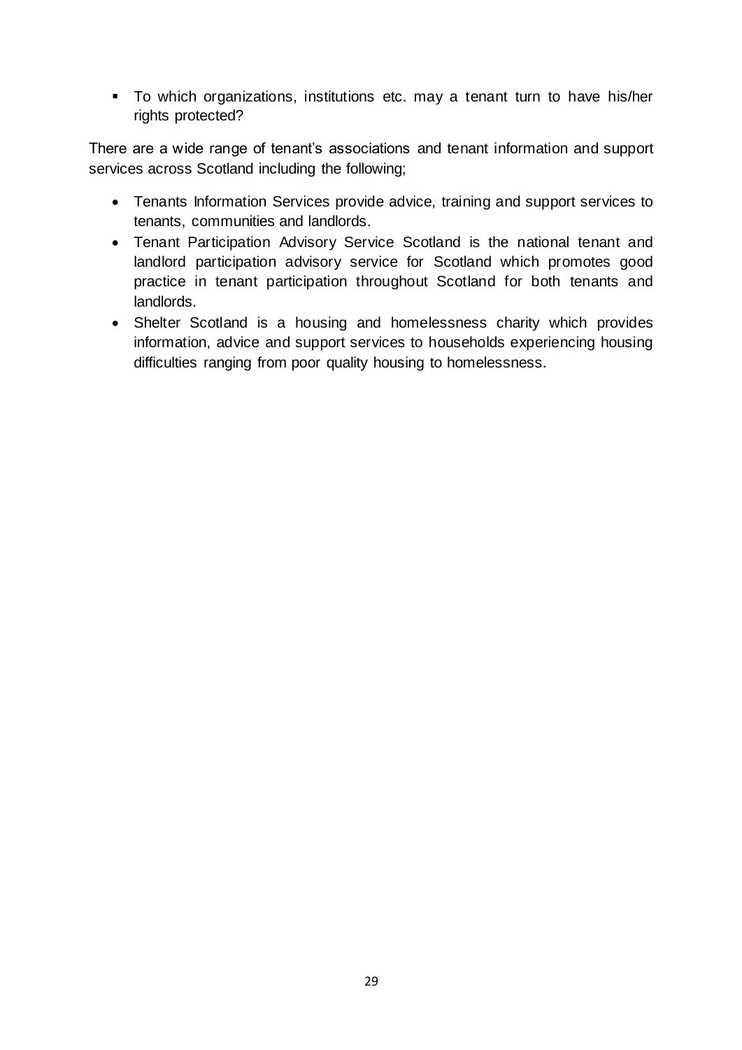- To which organizations, institutions etc. may a tenant turn to have his/her rights protected?

There are a wide range of tenant's associations and tenant information and support services across Scotland including the following;

- Tenants Information Services provide advice, training and support services to tenants, communities and landlords.
- Tenant Participation Advisory Service Scotland is the national tenant and landlord participation advisory service for Scotland which promotes good practice in tenant participation throughout Scotland for both tenants and landlords.
- Shelter Scotland is a housing and homelessness charity which provides information, advice and support services to households experiencing housing difficulties ranging from poor quality housing to homelessness.